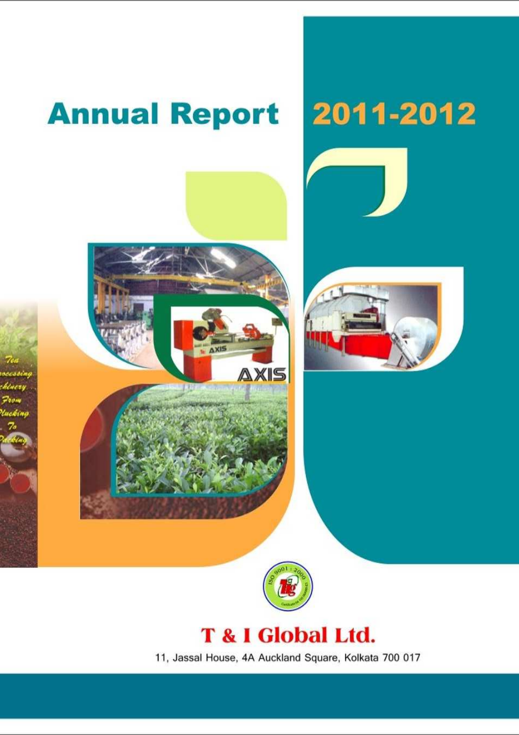# Annual Report 2011-2012

## T & I Global Ltd.

11, Jassal House, 4A Auckland Square, Kolkata 700 017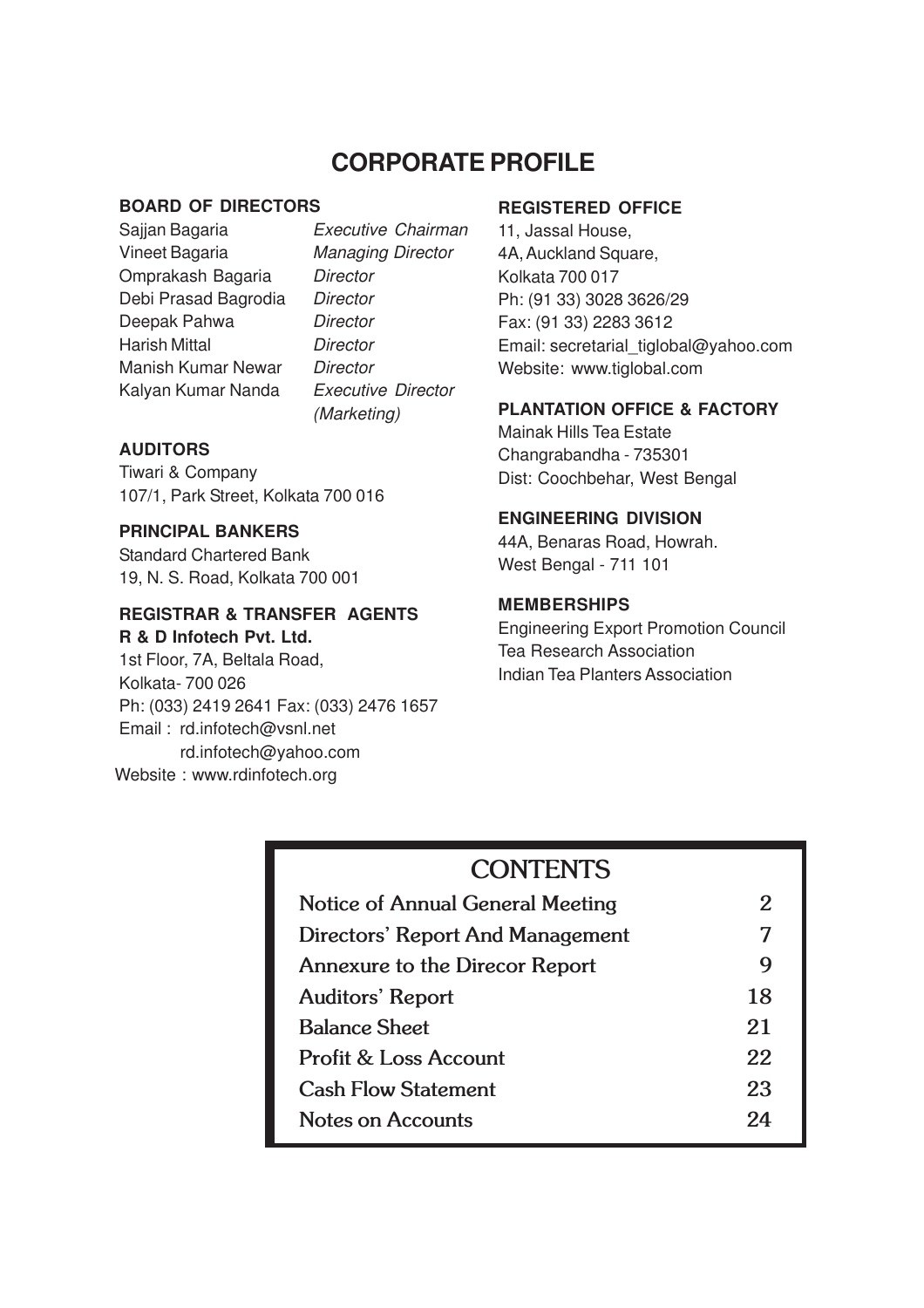# CORPORATE PROFILE

## BOARD OF DIRECTORS

| | |
|---|---|
| Sajjan Bagaria | *Executive Chairman* |
| Vineet Bagaria | *Managing Director* |
| Omprakash Bagaria | *Director* |
| Debi Prasad Bagrodia | *Director* |
| Deepak Pahwa | *Director* |
| Harish Mittal | *Director* |
| Manish Kumar Newar | *Director* |
| Kalyan Kumar Nanda | *Executive Director (Marketing)* |

## AUDITORS

Tiwari & Company
107/1, Park Street, Kolkata 700 016

## PRINCIPAL BANKERS

Standard Chartered Bank
19, N. S. Road, Kolkata 700 001

## REGISTRAR & TRANSFER AGENTS

**R & D Infotech Pvt. Ltd.**
1st Floor, 7A, Beltala Road,
Kolkata- 700 026
Ph: (033) 2419 2641 Fax: (033) 2476 1657
Email : rd.infotech@vsnl.net
rd.infotech@yahoo.com
Website : www.rdinfotech.org

## REGISTERED OFFICE

11, Jassal House,
4A, Auckland Square,
Kolkata 700 017
Ph: (91 33) 3028 3626/29
Fax: (91 33) 2283 3612
Email: secretarial_tiglobal@yahoo.com
Website: www.tiglobal.com

## PLANTATION OFFICE & FACTORY

Mainak Hills Tea Estate
Changrabandha - 735301
Dist: Coochbehar, West Bengal

## ENGINEERING DIVISION

44A, Benaras Road, Howrah.
West Bengal - 711 101

## MEMBERSHIPS

Engineering Export Promotion Council
Tea Research Association
Indian Tea Planters Association

## CONTENTS

| | |
|---|---|
| Notice of Annual General Meeting | 2 |
| Directors' Report And Management | 7 |
| Annexure to the Direcor Report | 9 |
| Auditors' Report | 18 |
| Balance Sheet | 21 |
| Profit & Loss Account | 22 |
| Cash Flow Statement | 23 |
| Notes on Accounts | 24 |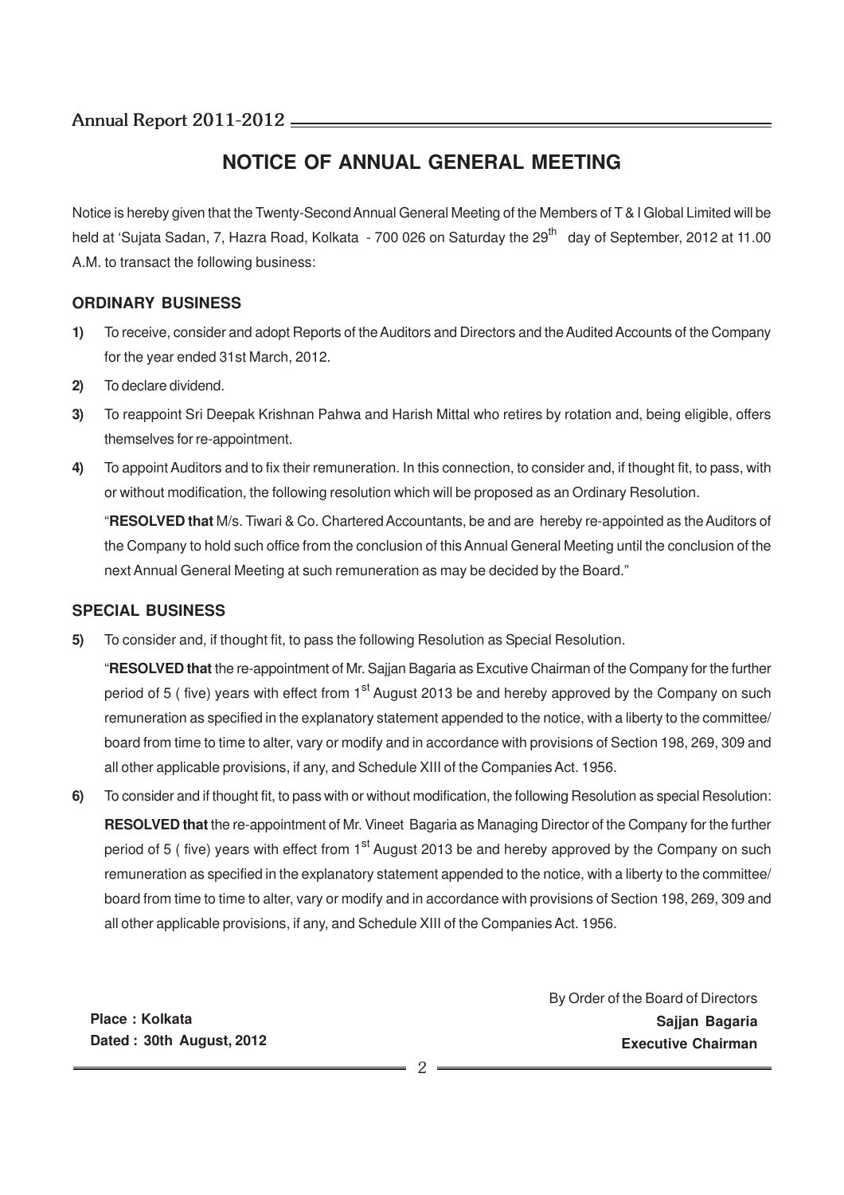# NOTICE OF ANNUAL GENERAL MEETING

Notice is hereby given that the Twenty-Second Annual General Meeting of the Members of T & I Global Limited will be held at 'Sujata Sadan, 7, Hazra Road, Kolkata - 700 026 on Saturday the 29th day of September, 2012 at 11.00 A.M. to transact the following business:

## ORDINARY BUSINESS

**1)** To receive, consider and adopt Reports of the Auditors and Directors and the Audited Accounts of the Company for the year ended 31st March, 2012.

**2)** To declare dividend.

**3)** To reappoint Sri Deepak Krishnan Pahwa and Harish Mittal who retires by rotation and, being eligible, offers themselves for re-appointment.

**4)** To appoint Auditors and to fix their remuneration. In this connection, to consider and, if thought fit, to pass, with or without modification, the following resolution which will be proposed as an Ordinary Resolution.

"**RESOLVED that** M/s. Tiwari & Co. Chartered Accountants, be and are hereby re-appointed as the Auditors of the Company to hold such office from the conclusion of this Annual General Meeting until the conclusion of the next Annual General Meeting at such remuneration as may be decided by the Board."

## SPECIAL BUSINESS

**5)** To consider and, if thought fit, to pass the following Resolution as Special Resolution.

"**RESOLVED that** the re-appointment of Mr. Sajjan Bagaria as Excutive Chairman of the Company for the further period of 5 ( five) years with effect from 1st August 2013 be and hereby approved by the Company on such remuneration as specified in the explanatory statement appended to the notice, with a liberty to the committee/ board from time to time to alter, vary or modify and in accordance with provisions of Section 198, 269, 309 and all other applicable provisions, if any, and Schedule XIII of the Companies Act. 1956.

**6)** To consider and if thought fit, to pass with or without modification, the following Resolution as special Resolution:

**RESOLVED that** the re-appointment of Mr. Vineet Bagaria as Managing Director of the Company for the further period of 5 ( five) years with effect from 1st August 2013 be and hereby approved by the Company on such remuneration as specified in the explanatory statement appended to the notice, with a liberty to the committee/ board from time to time to alter, vary or modify and in accordance with provisions of Section 198, 269, 309 and all other applicable provisions, if any, and Schedule XIII of the Companies Act. 1956.

**Place : Kolkata**
**Dated : 30th August, 2012**

By Order of the Board of Directors
**Sajjan Bagaria**
**Executive Chairman**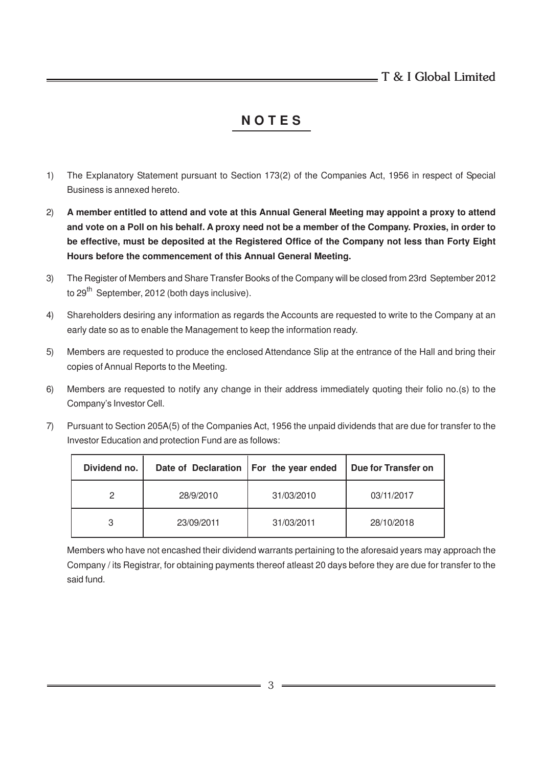# NOTES

1) The Explanatory Statement pursuant to Section 173(2) of the Companies Act, 1956 in respect of Special Business is annexed hereto.

2) **A member entitled to attend and vote at this Annual General Meeting may appoint a proxy to attend and vote on a Poll on his behalf. A proxy need not be a member of the Company. Proxies, in order to be effective, must be deposited at the Registered Office of the Company not less than Forty Eight Hours before the commencement of this Annual General Meeting.**

3) The Register of Members and Share Transfer Books of the Company will be closed from 23rd September 2012 to 29th September, 2012 (both days inclusive).

4) Shareholders desiring any information as regards the Accounts are requested to write to the Company at an early date so as to enable the Management to keep the information ready.

5) Members are requested to produce the enclosed Attendance Slip at the entrance of the Hall and bring their copies of Annual Reports to the Meeting.

6) Members are requested to notify any change in their address immediately quoting their folio no.(s) to the Company's Investor Cell.

7) Pursuant to Section 205A(5) of the Companies Act, 1956 the unpaid dividends that are due for transfer to the Investor Education and protection Fund are as follows:

| Dividend no. | Date of Declaration | For the year ended | Due for Transfer on |
|---|---|---|---|
| 2 | 28/9/2010 | 31/03/2010 | 03/11/2017 |
| 3 | 23/09/2011 | 31/03/2011 | 28/10/2018 |

Members who have not encashed their dividend warrants pertaining to the aforesaid years may approach the Company / its Registrar, for obtaining payments thereof atleast 20 days before they are due for transfer to the said fund.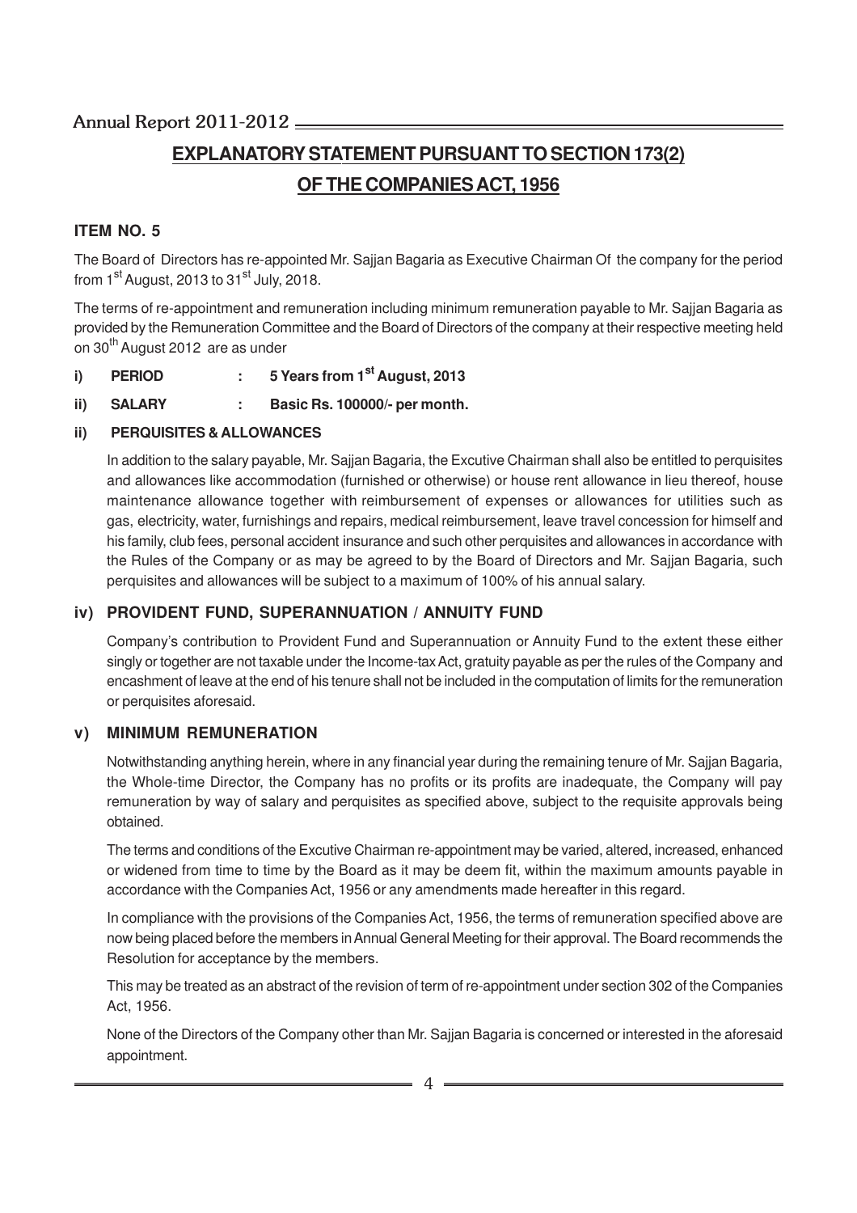# EXPLANATORY STATEMENT PURSUANT TO SECTION 173(2) OF THE COMPANIES ACT, 1956

## ITEM NO. 5

The Board of Directors has re-appointed Mr. Sajjan Bagaria as Executive Chairman Of the company for the period from 1st August, 2013 to 31st July, 2018.

The terms of re-appointment and remuneration including minimum remuneration payable to Mr. Sajjan Bagaria as provided by the Remuneration Committee and the Board of Directors of the company at their respective meeting held on 30th August 2012 are as under

**i) PERIOD : 5 Years from 1st August, 2013**

**ii) SALARY : Basic Rs. 100000/- per month.**

**ii) PERQUISITES & ALLOWANCES**

In addition to the salary payable, Mr. Sajjan Bagaria, the Excutive Chairman shall also be entitled to perquisites and allowances like accommodation (furnished or otherwise) or house rent allowance in lieu thereof, house maintenance allowance together with reimbursement of expenses or allowances for utilities such as gas, electricity, water, furnishings and repairs, medical reimbursement, leave travel concession for himself and his family, club fees, personal accident insurance and such other perquisites and allowances in accordance with the Rules of the Company or as may be agreed to by the Board of Directors and Mr. Sajjan Bagaria, such perquisites and allowances will be subject to a maximum of 100% of his annual salary.

**iv) PROVIDENT FUND, SUPERANNUATION / ANNUITY FUND**

Company's contribution to Provident Fund and Superannuation or Annuity Fund to the extent these either singly or together are not taxable under the Income-tax Act, gratuity payable as per the rules of the Company and encashment of leave at the end of his tenure shall not be included in the computation of limits for the remuneration or perquisites aforesaid.

**v) MINIMUM REMUNERATION**

Notwithstanding anything herein, where in any financial year during the remaining tenure of Mr. Sajjan Bagaria, the Whole-time Director, the Company has no profits or its profits are inadequate, the Company will pay remuneration by way of salary and perquisites as specified above, subject to the requisite approvals being obtained.

The terms and conditions of the Excutive Chairman re-appointment may be varied, altered, increased, enhanced or widened from time to time by the Board as it may be deem fit, within the maximum amounts payable in accordance with the Companies Act, 1956 or any amendments made hereafter in this regard.

In compliance with the provisions of the Companies Act, 1956, the terms of remuneration specified above are now being placed before the members in Annual General Meeting for their approval. The Board recommends the Resolution for acceptance by the members.

This may be treated as an abstract of the revision of term of re-appointment under section 302 of the Companies Act, 1956.

None of the Directors of the Company other than Mr. Sajjan Bagaria is concerned or interested in the aforesaid appointment.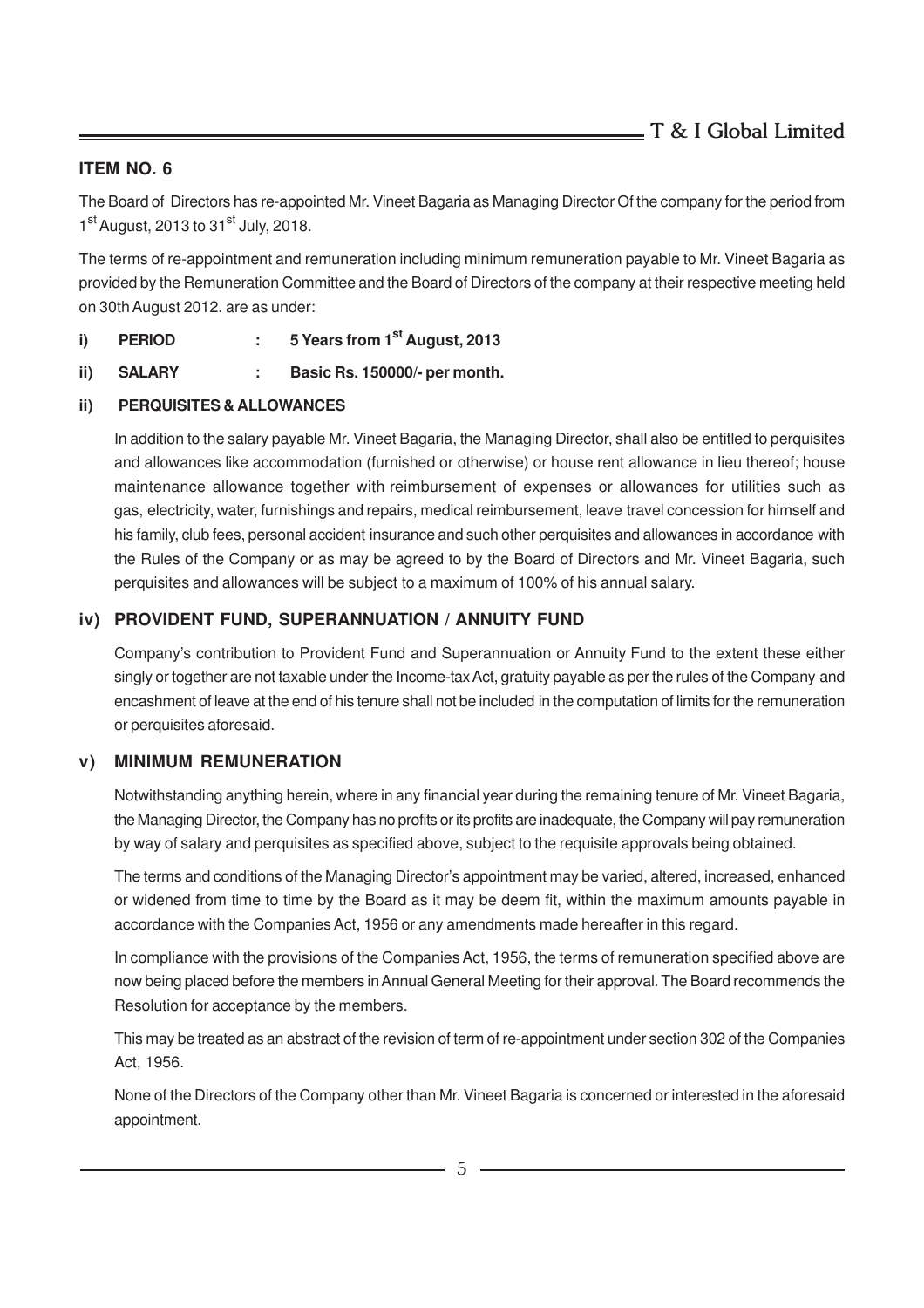**ITEM NO. 6**

The Board of Directors has re-appointed Mr. Vineet Bagaria as Managing Director Of the company for the period from 1st August, 2013 to 31st July, 2018.

The terms of re-appointment and remuneration including minimum remuneration payable to Mr. Vineet Bagaria as provided by the Remuneration Committee and the Board of Directors of the company at their respective meeting held on 30th August 2012. are as under:

**i) PERIOD : 5 Years from 1st August, 2013**

**ii) SALARY : Basic Rs. 150000/- per month.**

**ii) PERQUISITES & ALLOWANCES**

In addition to the salary payable Mr. Vineet Bagaria, the Managing Director, shall also be entitled to perquisites and allowances like accommodation (furnished or otherwise) or house rent allowance in lieu thereof; house maintenance allowance together with reimbursement of expenses or allowances for utilities such as gas, electricity, water, furnishings and repairs, medical reimbursement, leave travel concession for himself and his family, club fees, personal accident insurance and such other perquisites and allowances in accordance with the Rules of the Company or as may be agreed to by the Board of Directors and Mr. Vineet Bagaria, such perquisites and allowances will be subject to a maximum of 100% of his annual salary.

**iv) PROVIDENT FUND, SUPERANNUATION / ANNUITY FUND**

Company's contribution to Provident Fund and Superannuation or Annuity Fund to the extent these either singly or together are not taxable under the Income-tax Act, gratuity payable as per the rules of the Company and encashment of leave at the end of his tenure shall not be included in the computation of limits for the remuneration or perquisites aforesaid.

**v) MINIMUM REMUNERATION**

Notwithstanding anything herein, where in any financial year during the remaining tenure of Mr. Vineet Bagaria, the Managing Director, the Company has no profits or its profits are inadequate, the Company will pay remuneration by way of salary and perquisites as specified above, subject to the requisite approvals being obtained.

The terms and conditions of the Managing Director's appointment may be varied, altered, increased, enhanced or widened from time to time by the Board as it may be deem fit, within the maximum amounts payable in accordance with the Companies Act, 1956 or any amendments made hereafter in this regard.

In compliance with the provisions of the Companies Act, 1956, the terms of remuneration specified above are now being placed before the members in Annual General Meeting for their approval. The Board recommends the Resolution for acceptance by the members.

This may be treated as an abstract of the revision of term of re-appointment under section 302 of the Companies Act, 1956.

None of the Directors of the Company other than Mr. Vineet Bagaria is concerned or interested in the aforesaid appointment.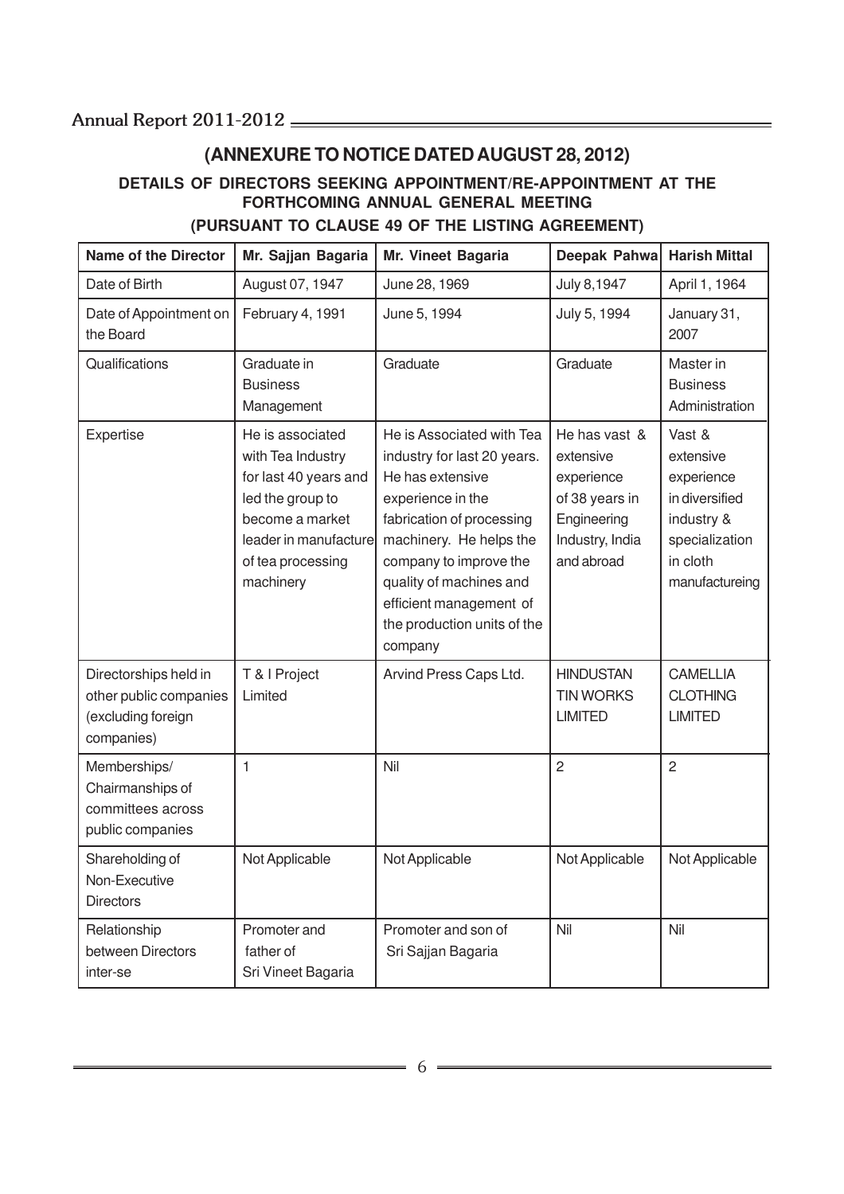## (ANNEXURE TO NOTICE DATED AUGUST 28, 2012)

### DETAILS OF DIRECTORS SEEKING APPOINTMENT/RE-APPOINTMENT AT THE FORTHCOMING ANNUAL GENERAL MEETING

### (PURSUANT TO CLAUSE 49 OF THE LISTING AGREEMENT)

| Name of the Director | Mr. Sajjan Bagaria | Mr. Vineet Bagaria | Deepak Pahwa | Harish Mittal |
|---|---|---|---|---|
| Date of Birth | August 07, 1947 | June 28, 1969 | July 8,1947 | April 1, 1964 |
| Date of Appointment on the Board | February 4, 1991 | June 5, 1994 | July 5, 1994 | January 31, 2007 |
| Qualifications | Graduate in Business Management | Graduate | Graduate | Master in Business Administration |
| Expertise | He is associated with Tea Industry for last 40 years and led the group to become a market leader in manufacture of tea processing machinery | He is Associated with Tea industry for last 20 years. He has extensive experience in the fabrication of processing machinery. He helps the company to improve the quality of machines and efficient management of the production units of the company | He has vast & extensive experience of 38 years in Engineering Industry, India and abroad | Vast & extensive experience in diversified industry & specialization in cloth manufactureing |
| Directorships held in other public companies (excluding foreign companies) | T & I Project Limited | Arvind Press Caps Ltd. | HINDUSTAN TIN WORKS LIMITED | CAMELLIA CLOTHING LIMITED |
| Memberships/ Chairmanships of committees across public companies | 1 | Nil | 2 | 2 |
| Shareholding of Non-Executive Directors | Not Applicable | Not Applicable | Not Applicable | Not Applicable |
| Relationship between Directors inter-se | Promoter and father of Sri Vineet Bagaria | Promoter and son of Sri Sajjan Bagaria | Nil | Nil |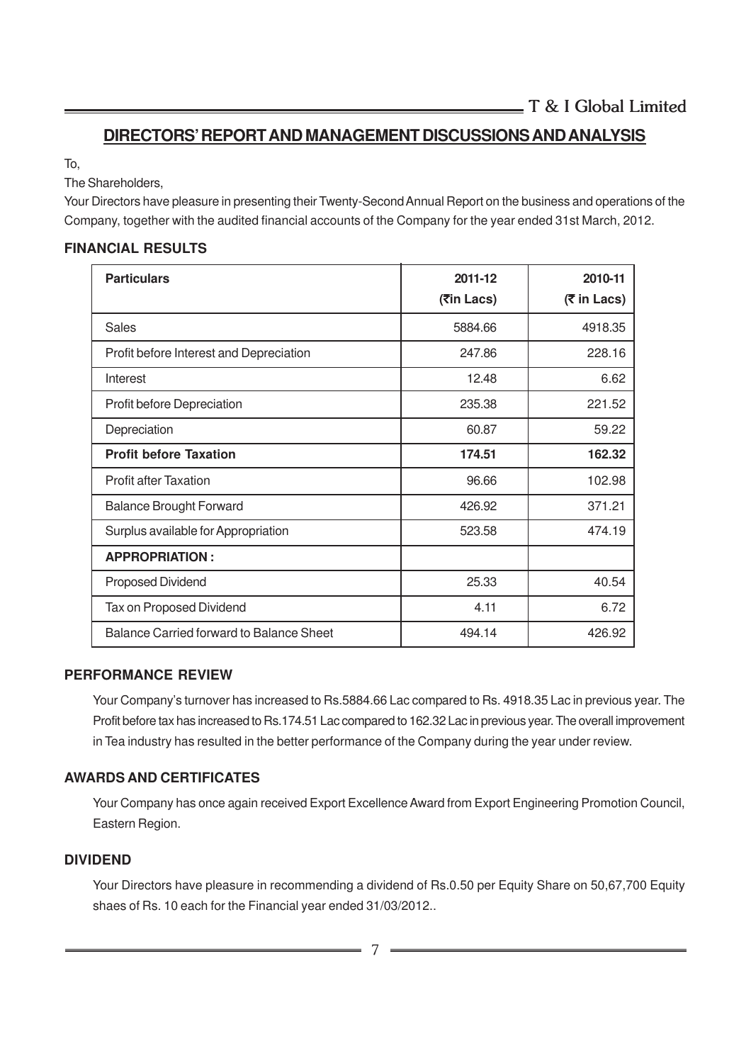## DIRECTORS' REPORT AND MANAGEMENT DISCUSSIONS AND ANALYSIS

To,

The Shareholders,

Your Directors have pleasure in presenting their Twenty-Second Annual Report on the business and operations of the Company, together with the audited financial accounts of the Company for the year ended 31st March, 2012.

### FINANCIAL RESULTS

| Particulars | 2011-12 (₹in Lacs) | 2010-11 (₹ in Lacs) |
|---|---|---|
| Sales | 5884.66 | 4918.35 |
| Profit before Interest and Depreciation | 247.86 | 228.16 |
| Interest | 12.48 | 6.62 |
| Profit before Depreciation | 235.38 | 221.52 |
| Depreciation | 60.87 | 59.22 |
| **Profit before Taxation** | **174.51** | **162.32** |
| Profit after Taxation | 96.66 | 102.98 |
| Balance Brought Forward | 426.92 | 371.21 |
| Surplus available for Appropriation | 523.58 | 474.19 |
| **APPROPRIATION :** | | |
| Proposed Dividend | 25.33 | 40.54 |
| Tax on Proposed Dividend | 4.11 | 6.72 |
| Balance Carried forward to Balance Sheet | 494.14 | 426.92 |

### PERFORMANCE REVIEW

Your Company's turnover has increased to Rs.5884.66 Lac compared to Rs. 4918.35 Lac in previous year. The Profit before tax has increased to Rs.174.51 Lac compared to 162.32 Lac in previous year. The overall improvement in Tea industry has resulted in the better performance of the Company during the year under review.

### AWARDS AND CERTIFICATES

Your Company has once again received Export Excellence Award from Export Engineering Promotion Council, Eastern Region.

### DIVIDEND

Your Directors have pleasure in recommending a dividend of Rs.0.50 per Equity Share on 50,67,700 Equity shaes of Rs. 10 each for the Financial year ended 31/03/2012..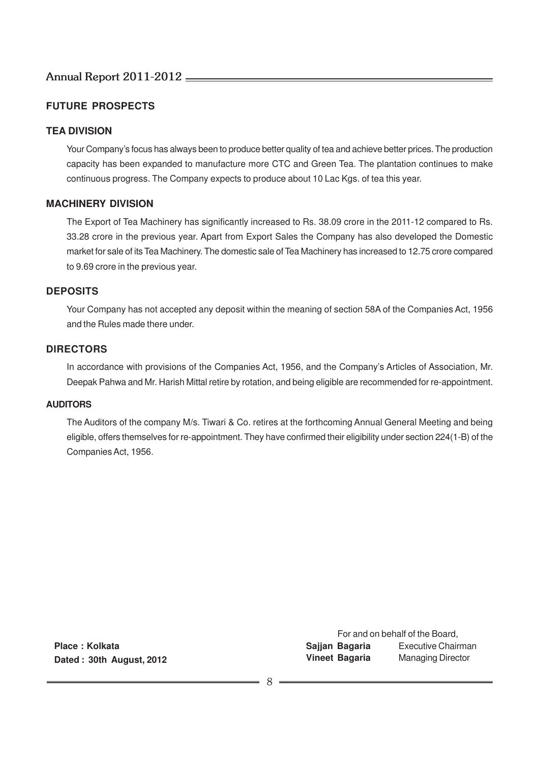## FUTURE PROSPECTS

### TEA DIVISION

Your Company's focus has always been to produce better quality of tea and achieve better prices. The production capacity has been expanded to manufacture more CTC and Green Tea. The plantation continues to make continuous progress. The Company expects to produce about 10 Lac Kgs. of tea this year.

### MACHINERY DIVISION

The Export of Tea Machinery has significantly increased to Rs. 38.09 crore in the 2011-12 compared to Rs. 33.28 crore in the previous year. Apart from Export Sales the Company has also developed the Domestic market for sale of its Tea Machinery. The domestic sale of Tea Machinery has increased to 12.75 crore compared to 9.69 crore in the previous year.

## DEPOSITS

Your Company has not accepted any deposit within the meaning of section 58A of the Companies Act, 1956 and the Rules made there under.

## DIRECTORS

In accordance with provisions of the Companies Act, 1956, and the Company's Articles of Association, Mr. Deepak Pahwa and Mr. Harish Mittal retire by rotation, and being eligible are recommended for re-appointment.

## AUDITORS

The Auditors of the company M/s. Tiwari & Co. retires at the forthcoming Annual General Meeting and being eligible, offers themselves for re-appointment. They have confirmed their eligibility under section 224(1-B) of the Companies Act, 1956.

For and on behalf of the Board,

**Place : Kolkata**
**Dated : 30th August, 2012**

**Sajjan Bagaria** Executive Chairman
**Vineet Bagaria** Managing Director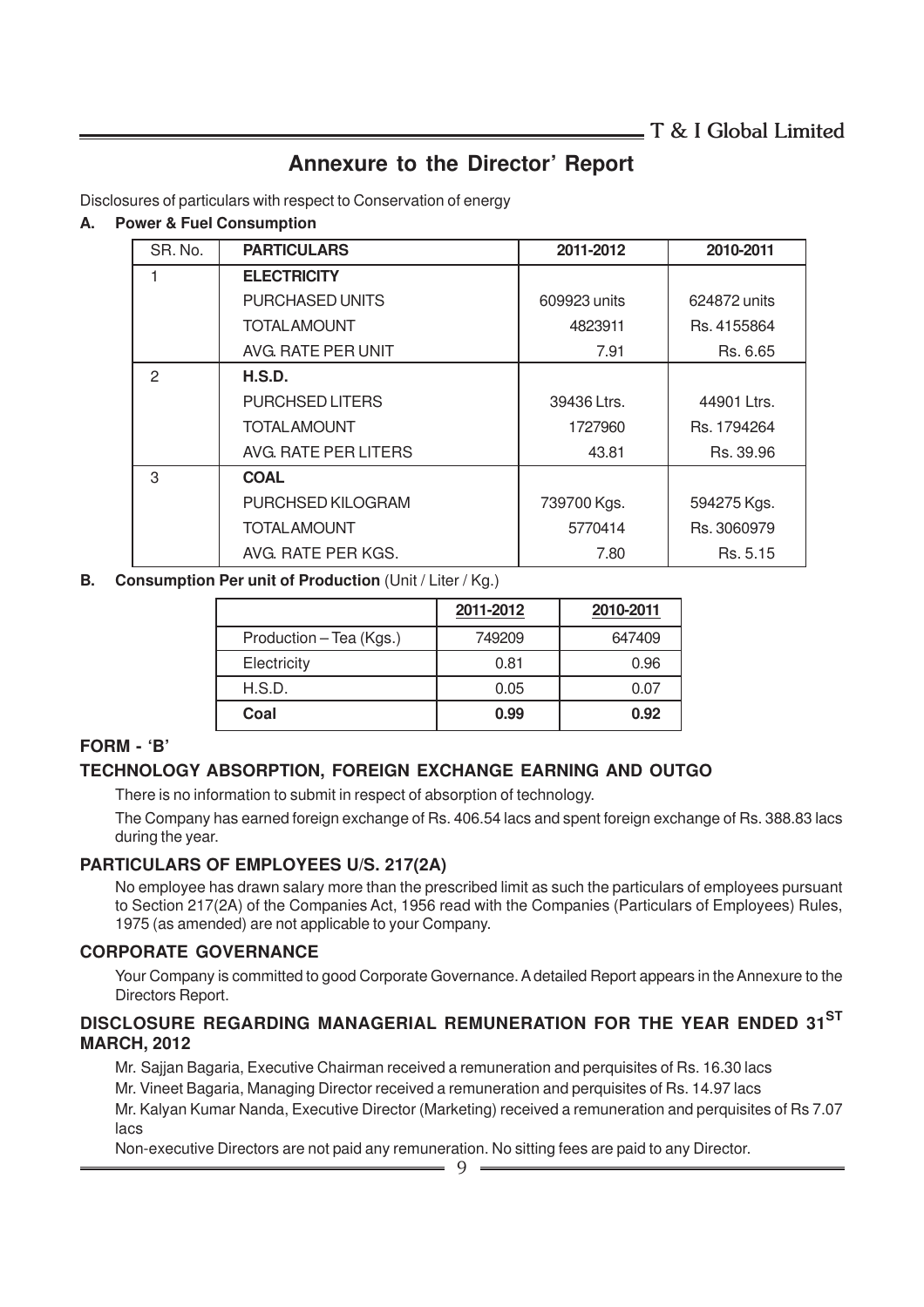# Annexure to the Director' Report

Disclosures of particulars with respect to Conservation of energy

**A. Power & Fuel Consumption**

| SR. No. | PARTICULARS | 2011-2012 | 2010-2011 |
|---|---|---|---|
| 1 | **ELECTRICITY** | | |
| | PURCHASED UNITS | 609923 units | 624872 units |
| | TOTAL AMOUNT | 4823911 | Rs. 4155864 |
| | AVG. RATE PER UNIT | 7.91 | Rs. 6.65 |
| 2 | **H.S.D.** | | |
| | PURCHSED LITERS | 39436 Ltrs. | 44901 Ltrs. |
| | TOTAL AMOUNT | 1727960 | Rs. 1794264 |
| | AVG. RATE PER LITERS | 43.81 | Rs. 39.96 |
| 3 | **COAL** | | |
| | PURCHSED KILOGRAM | 739700 Kgs. | 594275 Kgs. |
| | TOTAL AMOUNT | 5770414 | Rs. 3060979 |
| | AVG. RATE PER KGS. | 7.80 | Rs. 5.15 |

**B. Consumption Per unit of Production** (Unit / Liter / Kg.)

| | 2011-2012 | 2010-2011 |
|---|---|---|
| Production – Tea (Kgs.) | 749209 | 647409 |
| Electricity | 0.81 | 0.96 |
| H.S.D. | 0.05 | 0.07 |
| **Coal** | **0.99** | **0.92** |

### FORM - 'B'

### TECHNOLOGY ABSORPTION, FOREIGN EXCHANGE EARNING AND OUTGO

There is no information to submit in respect of absorption of technology.

The Company has earned foreign exchange of Rs. 406.54 lacs and spent foreign exchange of Rs. 388.83 lacs during the year.

### PARTICULARS OF EMPLOYEES U/S. 217(2A)

No employee has drawn salary more than the prescribed limit as such the particulars of employees pursuant to Section 217(2A) of the Companies Act, 1956 read with the Companies (Particulars of Employees) Rules, 1975 (as amended) are not applicable to your Company.

### CORPORATE GOVERNANCE

Your Company is committed to good Corporate Governance. A detailed Report appears in the Annexure to the Directors Report.

### DISCLOSURE REGARDING MANAGERIAL REMUNERATION FOR THE YEAR ENDED 31ST MARCH, 2012

Mr. Sajjan Bagaria, Executive Chairman received a remuneration and perquisites of Rs. 16.30 lacs

Mr. Vineet Bagaria, Managing Director received a remuneration and perquisites of Rs. 14.97 lacs

Mr. Kalyan Kumar Nanda, Executive Director (Marketing) received a remuneration and perquisites of Rs 7.07 lacs

Non-executive Directors are not paid any remuneration. No sitting fees are paid to any Director.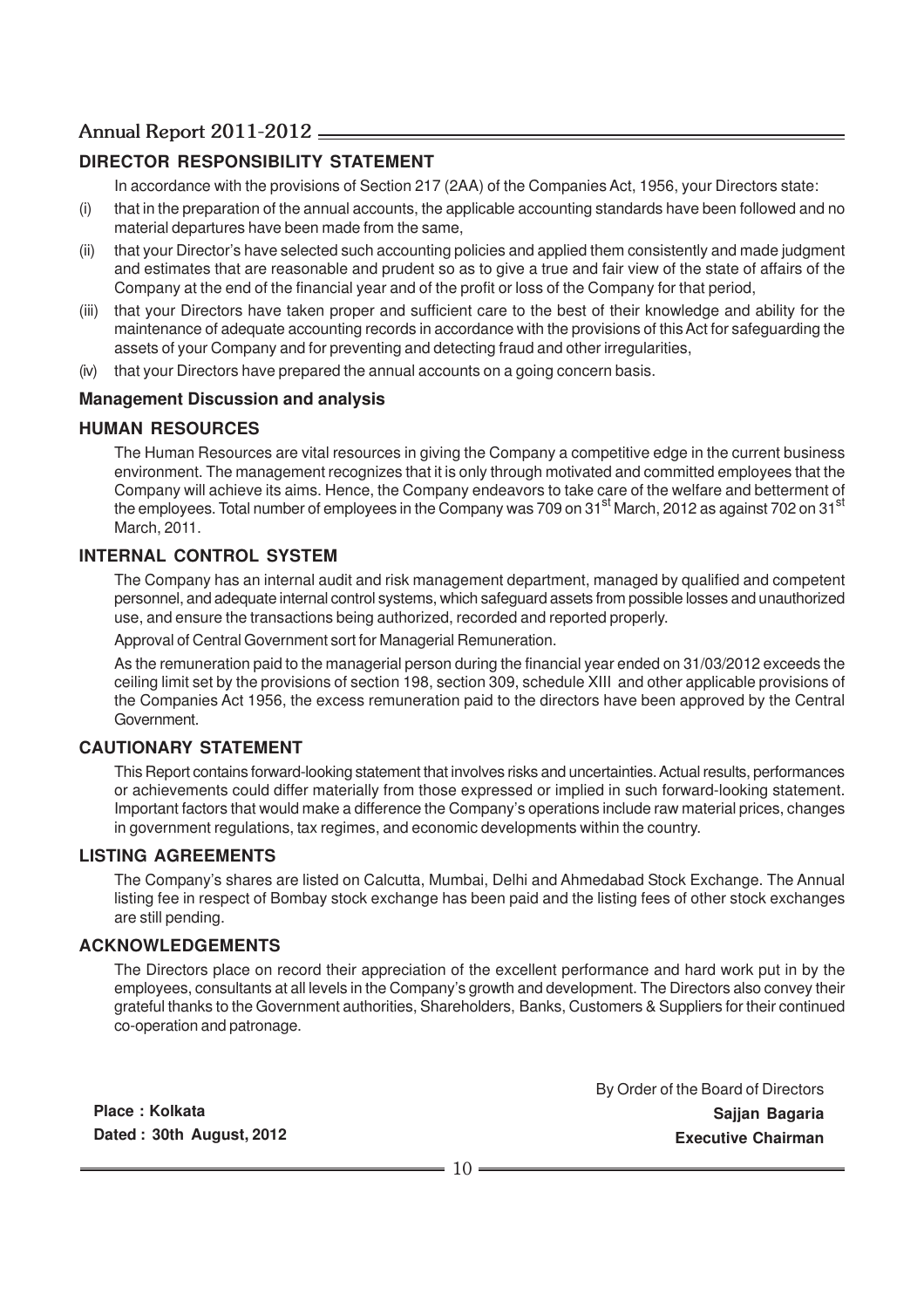## DIRECTOR RESPONSIBILITY STATEMENT

In accordance with the provisions of Section 217 (2AA) of the Companies Act, 1956, your Directors state:

(i) that in the preparation of the annual accounts, the applicable accounting standards have been followed and no material departures have been made from the same,

(ii) that your Director's have selected such accounting policies and applied them consistently and made judgment and estimates that are reasonable and prudent so as to give a true and fair view of the state of affairs of the Company at the end of the financial year and of the profit or loss of the Company for that period,

(iii) that your Directors have taken proper and sufficient care to the best of their knowledge and ability for the maintenance of adequate accounting records in accordance with the provisions of this Act for safeguarding the assets of your Company and for preventing and detecting fraud and other irregularities,

(iv) that your Directors have prepared the annual accounts on a going concern basis.

### Management Discussion and analysis

## HUMAN RESOURCES

The Human Resources are vital resources in giving the Company a competitive edge in the current business environment. The management recognizes that it is only through motivated and committed employees that the Company will achieve its aims. Hence, the Company endeavors to take care of the welfare and betterment of the employees. Total number of employees in the Company was 709 on 31st March, 2012 as against 702 on 31st March, 2011.

## INTERNAL CONTROL SYSTEM

The Company has an internal audit and risk management department, managed by qualified and competent personnel, and adequate internal control systems, which safeguard assets from possible losses and unauthorized use, and ensure the transactions being authorized, recorded and reported properly.

Approval of Central Government sort for Managerial Remuneration.

As the remuneration paid to the managerial person during the financial year ended on 31/03/2012 exceeds the ceiling limit set by the provisions of section 198, section 309, schedule XIII and other applicable provisions of the Companies Act 1956, the excess remuneration paid to the directors have been approved by the Central Government.

## CAUTIONARY STATEMENT

This Report contains forward-looking statement that involves risks and uncertainties. Actual results, performances or achievements could differ materially from those expressed or implied in such forward-looking statement. Important factors that would make a difference the Company's operations include raw material prices, changes in government regulations, tax regimes, and economic developments within the country.

## LISTING AGREEMENTS

The Company's shares are listed on Calcutta, Mumbai, Delhi and Ahmedabad Stock Exchange. The Annual listing fee in respect of Bombay stock exchange has been paid and the listing fees of other stock exchanges are still pending.

## ACKNOWLEDGEMENTS

The Directors place on record their appreciation of the excellent performance and hard work put in by the employees, consultants at all levels in the Company's growth and development. The Directors also convey their grateful thanks to the Government authorities, Shareholders, Banks, Customers & Suppliers for their continued co-operation and patronage.

By Order of the Board of Directors

**Place : Kolkata**
**Dated : 30th August, 2012**

**Sajjan Bagaria**
**Executive Chairman**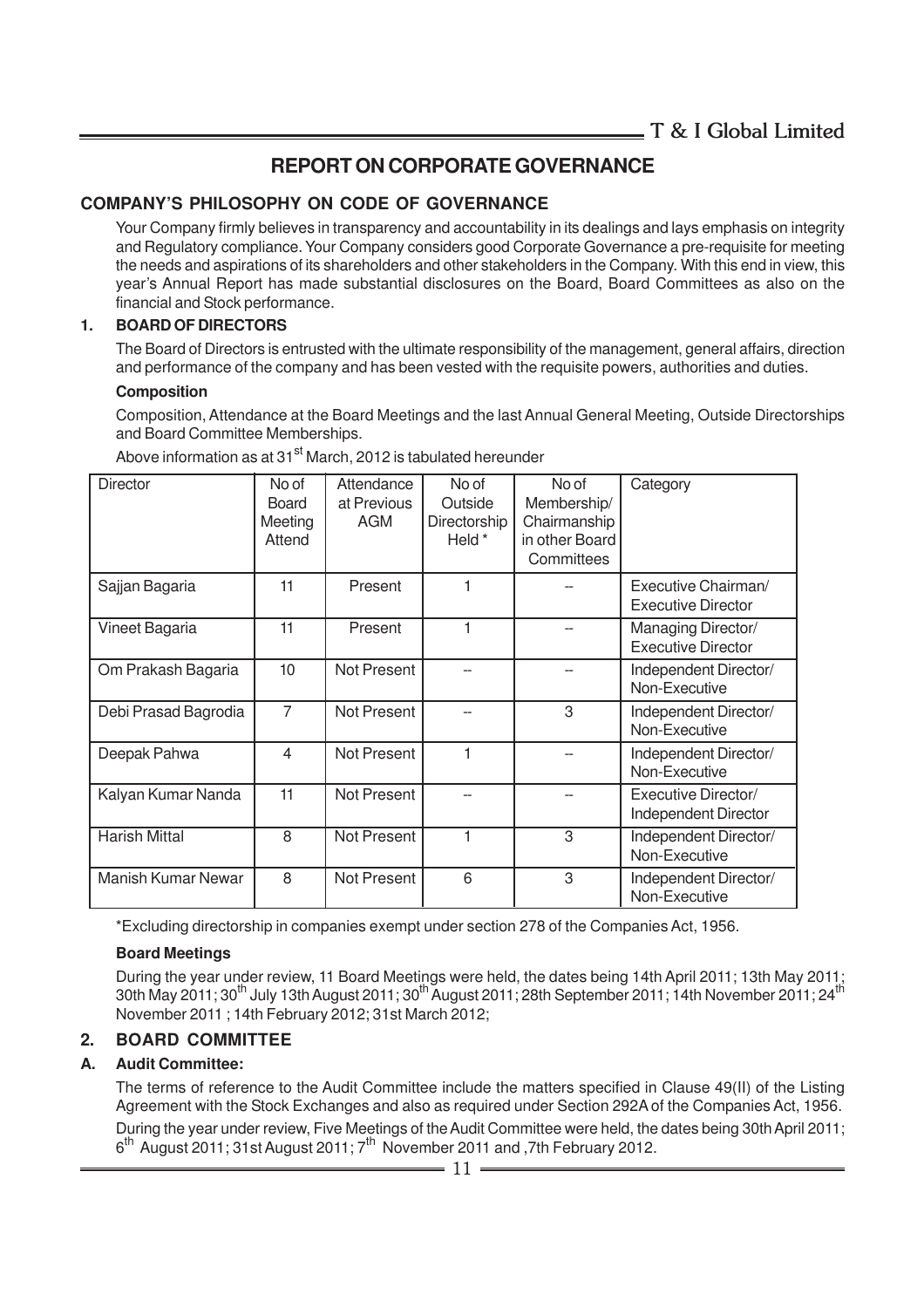# REPORT ON CORPORATE GOVERNANCE

## COMPANY'S PHILOSOPHY ON CODE OF GOVERNANCE

Your Company firmly believes in transparency and accountability in its dealings and lays emphasis on integrity and Regulatory compliance. Your Company considers good Corporate Governance a pre-requisite for meeting the needs and aspirations of its shareholders and other stakeholders in the Company. With this end in view, this year's Annual Report has made substantial disclosures on the Board, Board Committees as also on the financial and Stock performance.

### 1. BOARD OF DIRECTORS

The Board of Directors is entrusted with the ultimate responsibility of the management, general affairs, direction and performance of the company and has been vested with the requisite powers, authorities and duties.

**Composition**

Composition, Attendance at the Board Meetings and the last Annual General Meeting, Outside Directorships and Board Committee Memberships.

Above information as at 31st March, 2012 is tabulated hereunder

| Director | No of Board Meeting Attend | Attendance at Previous AGM | No of Outside Directorship Held * | No of Membership/ Chairmanship in other Board Committees | Category |
|---|---|---|---|---|---|
| Sajjan Bagaria | 11 | Present | 1 | -- | Executive Chairman/ Executive Director |
| Vineet Bagaria | 11 | Present | 1 | -- | Managing Director/ Executive Director |
| Om Prakash Bagaria | 10 | Not Present | -- | -- | Independent Director/ Non-Executive |
| Debi Prasad Bagrodia | 7 | Not Present | -- | 3 | Independent Director/ Non-Executive |
| Deepak Pahwa | 4 | Not Present | 1 | -- | Independent Director/ Non-Executive |
| Kalyan Kumar Nanda | 11 | Not Present | -- | -- | Executive Director/ Independent Director |
| Harish Mittal | 8 | Not Present | 1 | 3 | Independent Director/ Non-Executive |
| Manish Kumar Newar | 8 | Not Present | 6 | 3 | Independent Director/ Non-Executive |

*Excluding directorship in companies exempt under section 278 of the Companies Act, 1956.

**Board Meetings**

During the year under review, 11 Board Meetings were held, the dates being 14th April 2011; 13th May 2011; 30th May 2011; 30th July 13th August 2011; 30th August 2011; 28th September 2011; 14th November 2011; 24th November 2011 ; 14th February 2012; 31st March 2012;

### 2. BOARD COMMITTEE

**A. Audit Committee:**

The terms of reference to the Audit Committee include the matters specified in Clause 49(II) of the Listing Agreement with the Stock Exchanges and also as required under Section 292A of the Companies Act, 1956.

During the year under review, Five Meetings of the Audit Committee were held, the dates being 30th April 2011; 6th August 2011; 31st August 2011; 7th November 2011 and ,7th February 2012.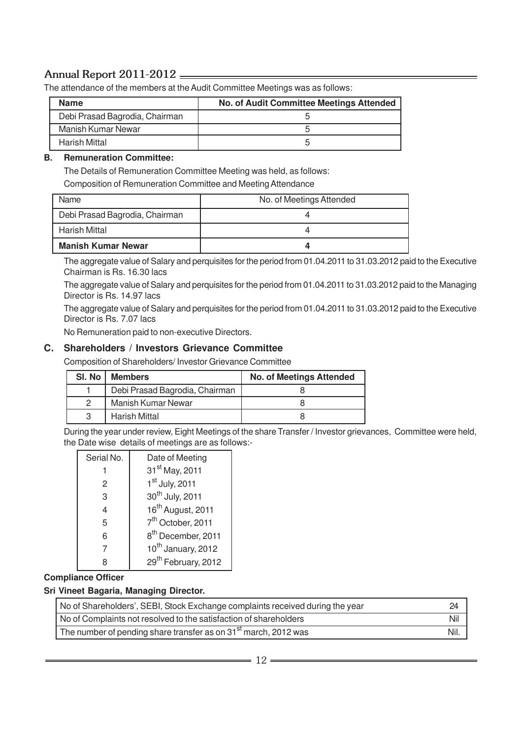The attendance of the members at the Audit Committee Meetings was as follows:

| Name | No. of Audit Committee Meetings Attended |
|---|---|
| Debi Prasad Bagrodia, Chairman | 5 |
| Manish Kumar Newar | 5 |
| Harish Mittal | 5 |

**B. Remuneration Committee:**

The Details of Remuneration Committee Meeting was held, as follows:

Composition of Remuneration Committee and Meeting Attendance

| Name | No. of Meetings Attended |
|---|---|
| Debi Prasad Bagrodia, Chairman | 4 |
| Harish Mittal | 4 |
| **Manish Kumar Newar** | **4** |

The aggregate value of Salary and perquisites for the period from 01.04.2011 to 31.03.2012 paid to the Executive Chairman is Rs. 16.30 lacs

The aggregate value of Salary and perquisites for the period from 01.04.2011 to 31.03.2012 paid to the Managing Director is Rs. 14.97 lacs

The aggregate value of Salary and perquisites for the period from 01.04.2011 to 31.03.2012 paid to the Executive Director is Rs. 7.07 lacs

No Remuneration paid to non-executive Directors.

## C. Shareholders / Investors Grievance Committee

Composition of Shareholders/ Investor Grievance Committee

| Sl. No | Members | No. of Meetings Attended |
|---|---|---|
| 1 | Debi Prasad Bagrodia, Chairman | 8 |
| 2 | Manish Kumar Newar | 8 |
| 3 | Harish Mittal | 8 |

During the year under review, Eight Meetings of the share Transfer / Investor grievances, Committee were held, the Date wise details of meetings are as follows:-

| Serial No. | Date of Meeting |
|---|---|
| 1 | 31st May, 2011 |
| 2 | 1st July, 2011 |
| 3 | 30th July, 2011 |
| 4 | 16th August, 2011 |
| 5 | 7th October, 2011 |
| 6 | 8th December, 2011 |
| 7 | 10th January, 2012 |
| 8 | 29th February, 2012 |

**Compliance Officer**

**Sri Vineet Bagaria, Managing Director.**

| | |
|---|---|
| No of Shareholders', SEBI, Stock Exchange complaints received during the year | 24 |
| No of Complaints not resolved to the satisfaction of shareholders | Nil |
| The number of pending share transfer as on 31st march, 2012 was | Nil. |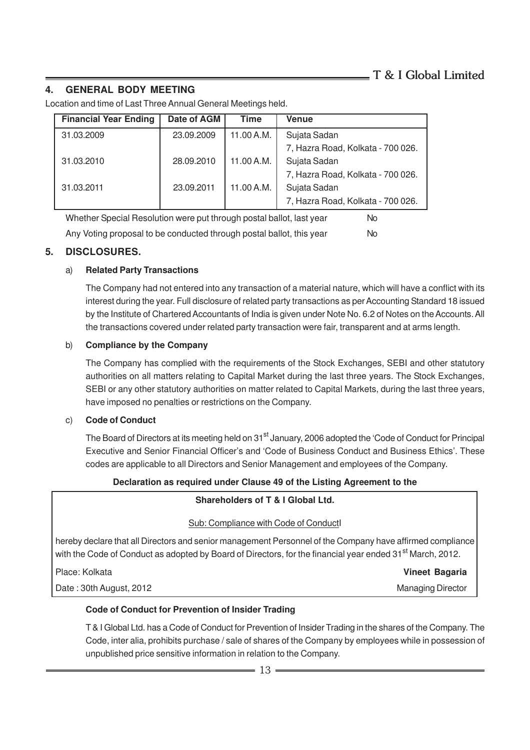## 4. GENERAL BODY MEETING

Location and time of Last Three Annual General Meetings held.

| Financial Year Ending | Date of AGM | Time | Venue |
|---|---|---|---|
| 31.03.2009 | 23.09.2009 | 11.00 A.M. | Sujata Sadan<br>7, Hazra Road, Kolkata - 700 026. |
| 31.03.2010 | 28.09.2010 | 11.00 A.M. | Sujata Sadan<br>7, Hazra Road, Kolkata - 700 026. |
| 31.03.2011 | 23.09.2011 | 11.00 A.M. | Sujata Sadan<br>7, Hazra Road, Kolkata - 700 026. |

Whether Special Resolution were put through postal ballot, last year — No

Any Voting proposal to be conducted through postal ballot, this year — No

## 5. DISCLOSURES.

a) **Related Party Transactions**

The Company had not entered into any transaction of a material nature, which will have a conflict with its interest during the year. Full disclosure of related party transactions as per Accounting Standard 18 issued by the Institute of Chartered Accountants of India is given under Note No. 6.2 of Notes on the Accounts. All the transactions covered under related party transaction were fair, transparent and at arms length.

b) **Compliance by the Company**

The Company has complied with the requirements of the Stock Exchanges, SEBI and other statutory authorities on all matters relating to Capital Market during the last three years. The Stock Exchanges, SEBI or any other statutory authorities on matter related to Capital Markets, during the last three years, have imposed no penalties or restrictions on the Company.

c) **Code of Conduct**

The Board of Directors at its meeting held on 31st January, 2006 adopted the 'Code of Conduct for Principal Executive and Senior Financial Officer's and 'Code of Business Conduct and Business Ethics'. These codes are applicable to all Directors and Senior Management and employees of the Company.

**Declaration as required under Clause 49 of the Listing Agreement to the**

**Shareholders of T & I Global Ltd.**

Sub: Compliance with Code of ConductI

hereby declare that all Directors and senior management Personnel of the Company have affirmed compliance with the Code of Conduct as adopted by Board of Directors, for the financial year ended 31st March, 2012.

Place: Kolkata — **Vineet Bagaria**

Date : 30th August, 2012 — Managing Director

**Code of Conduct for Prevention of Insider Trading**

T & I Global Ltd. has a Code of Conduct for Prevention of Insider Trading in the shares of the Company. The Code, inter alia, prohibits purchase / sale of shares of the Company by employees while in possession of unpublished price sensitive information in relation to the Company.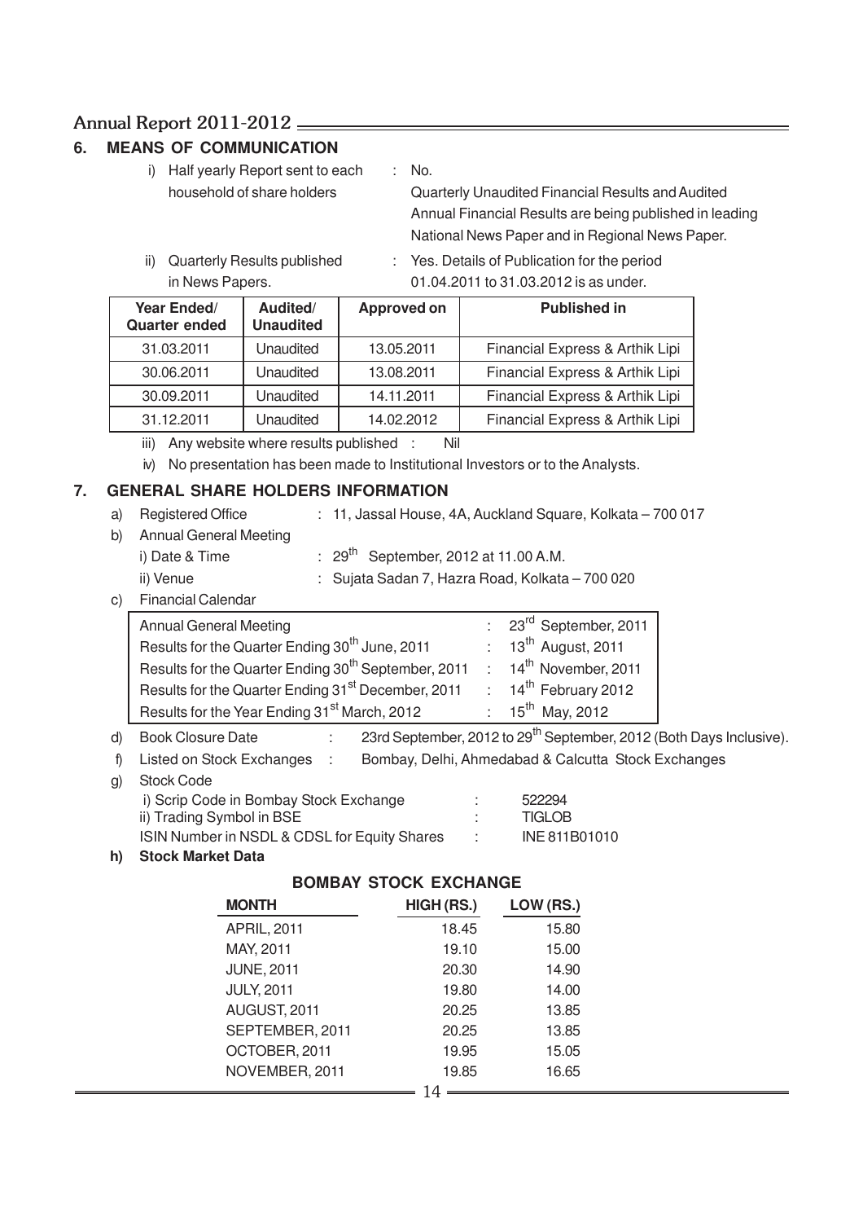## 6. MEANS OF COMMUNICATION

i) Half yearly Report sent to each household of share holders : No.
Quarterly Unaudited Financial Results and Audited Annual Financial Results are being published in leading National News Paper and in Regional News Paper.

ii) Quarterly Results published in News Papers. : Yes. Details of Publication for the period 01.04.2011 to 31.03.2012 is as under.

| Year Ended/ Quarter ended | Audited/ Unaudited | Approved on | Published in |
|---|---|---|---|
| 31.03.2011 | Unaudited | 13.05.2011 | Financial Express & Arthik Lipi |
| 30.06.2011 | Unaudited | 13.08.2011 | Financial Express & Arthik Lipi |
| 30.09.2011 | Unaudited | 14.11.2011 | Financial Express & Arthik Lipi |
| 31.12.2011 | Unaudited | 14.02.2012 | Financial Express & Arthik Lipi |

iii) Any website where results published : Nil

iv) No presentation has been made to Institutional Investors or to the Analysts.

## 7. GENERAL SHARE HOLDERS INFORMATION

a) Registered Office : 11, Jassal House, 4A, Auckland Square, Kolkata – 700 017

b) Annual General Meeting

i) Date & Time : 29th September, 2012 at 11.00 A.M.

ii) Venue : Sujata Sadan 7, Hazra Road, Kolkata – 700 020

c) Financial Calendar

| | | |
|---|---|---|
| Annual General Meeting | : | 23rd September, 2011 |
| Results for the Quarter Ending 30th June, 2011 | : | 13th August, 2011 |
| Results for the Quarter Ending 30th September, 2011 | : | 14th November, 2011 |
| Results for the Quarter Ending 31st December, 2011 | : | 14th February 2012 |
| Results for the Year Ending 31st March, 2012 | : | 15th May, 2012 |

d) Book Closure Date : 23rd September, 2012 to 29th September, 2012 (Both Days Inclusive).

f) Listed on Stock Exchanges : Bombay, Delhi, Ahmedabad & Calcutta Stock Exchanges

g) Stock Code

i) Scrip Code in Bombay Stock Exchange : 522294

ii) Trading Symbol in BSE : TIGLOB

ISIN Number in NSDL & CDSL for Equity Shares : INE 811B01010

**h) Stock Market Data**

**BOMBAY STOCK EXCHANGE**

| MONTH | HIGH (RS.) | LOW (RS.) |
|---|---|---|
| APRIL, 2011 | 18.45 | 15.80 |
| MAY, 2011 | 19.10 | 15.00 |
| JUNE, 2011 | 20.30 | 14.90 |
| JULY, 2011 | 19.80 | 14.00 |
| AUGUST, 2011 | 20.25 | 13.85 |
| SEPTEMBER, 2011 | 20.25 | 13.85 |
| OCTOBER, 2011 | 19.95 | 15.05 |
| NOVEMBER, 2011 | 19.85 | 16.65 |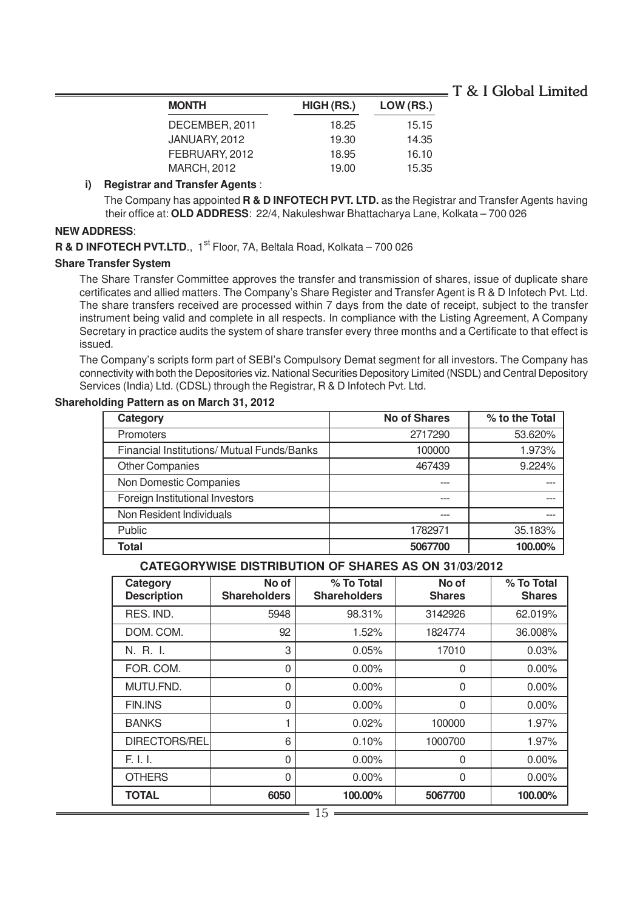| MONTH | HIGH (RS.) | LOW (RS.) |
|---|---|---|
| DECEMBER, 2011 | 18.25 | 15.15 |
| JANUARY, 2012 | 19.30 | 14.35 |
| FEBRUARY, 2012 | 18.95 | 16.10 |
| MARCH, 2012 | 19.00 | 15.35 |

**i) Registrar and Transfer Agents** :

The Company has appointed **R & D INFOTECH PVT. LTD.** as the Registrar and Transfer Agents having their office at: **OLD ADDRESS**: 22/4, Nakuleshwar Bhattacharya Lane, Kolkata – 700 026

**NEW ADDRESS**:

**R & D INFOTECH PVT.LTD**., 1st Floor, 7A, Beltala Road, Kolkata – 700 026

**Share Transfer System**

The Share Transfer Committee approves the transfer and transmission of shares, issue of duplicate share certificates and allied matters. The Company's Share Register and Transfer Agent is R & D Infotech Pvt. Ltd. The share transfers received are processed within 7 days from the date of receipt, subject to the transfer instrument being valid and complete in all respects. In compliance with the Listing Agreement, A Company Secretary in practice audits the system of share transfer every three months and a Certificate to that effect is issued.

The Company's scripts form part of SEBI's Compulsory Demat segment for all investors. The Company has connectivity with both the Depositories viz. National Securities Depository Limited (NSDL) and Central Depository Services (India) Ltd. (CDSL) through the Registrar, R & D Infotech Pvt. Ltd.

**Shareholding Pattern as on March 31, 2012**

| Category | No of Shares | % to the Total |
|---|---|---|
| Promoters | 2717290 | 53.620% |
| Financial Institutions/ Mutual Funds/Banks | 100000 | 1.973% |
| Other Companies | 467439 | 9.224% |
| Non Domestic Companies | --- | --- |
| Foreign Institutional Investors | --- | --- |
| Non Resident Individuals | --- | --- |
| Public | 1782971 | 35.183% |
| **Total** | **5067700** | **100.00%** |

**CATEGORYWISE DISTRIBUTION OF SHARES AS ON 31/03/2012**

| Category Description | No of Shareholders | % To Total Shareholders | No of Shares | % To Total Shares |
|---|---|---|---|---|
| RES. IND. | 5948 | 98.31% | 3142926 | 62.019% |
| DOM. COM. | 92 | 1.52% | 1824774 | 36.008% |
| N. R. I. | 3 | 0.05% | 17010 | 0.03% |
| FOR. COM. | 0 | 0.00% | 0 | 0.00% |
| MUTU.FND. | 0 | 0.00% | 0 | 0.00% |
| FIN.INS | 0 | 0.00% | 0 | 0.00% |
| BANKS | 1 | 0.02% | 100000 | 1.97% |
| DIRECTORS/REL | 6 | 0.10% | 1000700 | 1.97% |
| F. I. I. | 0 | 0.00% | 0 | 0.00% |
| OTHERS | 0 | 0.00% | 0 | 0.00% |
| **TOTAL** | **6050** | **100.00%** | **5067700** | **100.00%** |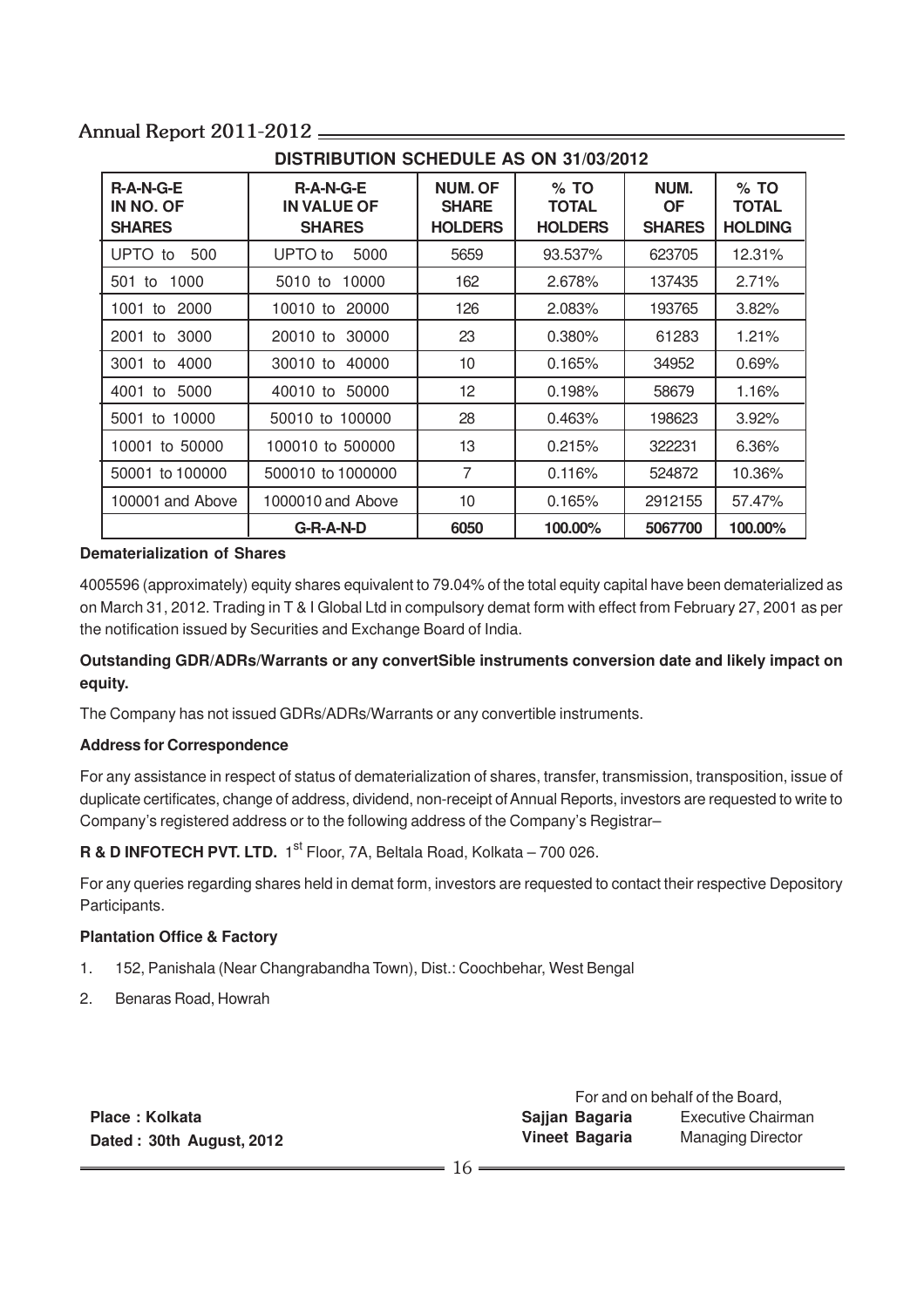## DISTRIBUTION SCHEDULE AS ON 31/03/2012

| R-A-N-G-E IN NO. OF SHARES | R-A-N-G-E IN VALUE OF SHARES | NUM. OF SHARE HOLDERS | % TO TOTAL HOLDERS | NUM. OF SHARES | % TO TOTAL HOLDING |
|---|---|---|---|---|---|
| UPTO to 500 | UPTO to 5000 | 5659 | 93.537% | 623705 | 12.31% |
| 501 to 1000 | 5010 to 10000 | 162 | 2.678% | 137435 | 2.71% |
| 1001 to 2000 | 10010 to 20000 | 126 | 2.083% | 193765 | 3.82% |
| 2001 to 3000 | 20010 to 30000 | 23 | 0.380% | 61283 | 1.21% |
| 3001 to 4000 | 30010 to 40000 | 10 | 0.165% | 34952 | 0.69% |
| 4001 to 5000 | 40010 to 50000 | 12 | 0.198% | 58679 | 1.16% |
| 5001 to 10000 | 50010 to 100000 | 28 | 0.463% | 198623 | 3.92% |
| 10001 to 50000 | 100010 to 500000 | 13 | 0.215% | 322231 | 6.36% |
| 50001 to 100000 | 500010 to 1000000 | 7 | 0.116% | 524872 | 10.36% |
| 100001 and Above | 1000010 and Above | 10 | 0.165% | 2912155 | 57.47% |
| | **G-R-A-N-D** | **6050** | **100.00%** | **5067700** | **100.00%** |

**Dematerialization of Shares**

4005596 (approximately) equity shares equivalent to 79.04% of the total equity capital have been dematerialized as on March 31, 2012. Trading in T & I Global Ltd in compulsory demat form with effect from February 27, 2001 as per the notification issued by Securities and Exchange Board of India.

**Outstanding GDR/ADRs/Warrants or any convertSible instruments conversion date and likely impact on equity.**

The Company has not issued GDRs/ADRs/Warrants or any convertible instruments.

**Address for Correspondence**

For any assistance in respect of status of dematerialization of shares, transfer, transmission, transposition, issue of duplicate certificates, change of address, dividend, non-receipt of Annual Reports, investors are requested to write to Company's registered address or to the following address of the Company's Registrar–

**R & D INFOTECH PVT. LTD.** 1st Floor, 7A, Beltala Road, Kolkata – 700 026.

For any queries regarding shares held in demat form, investors are requested to contact their respective Depository Participants.

**Plantation Office & Factory**

1. 152, Panishala (Near Changrabandha Town), Dist.: Coochbehar, West Bengal
2. Benaras Road, Howrah

For and on behalf of the Board,

**Place : Kolkata**
**Dated : 30th August, 2012**

**Sajjan Bagaria** Executive Chairman
**Vineet Bagaria** Managing Director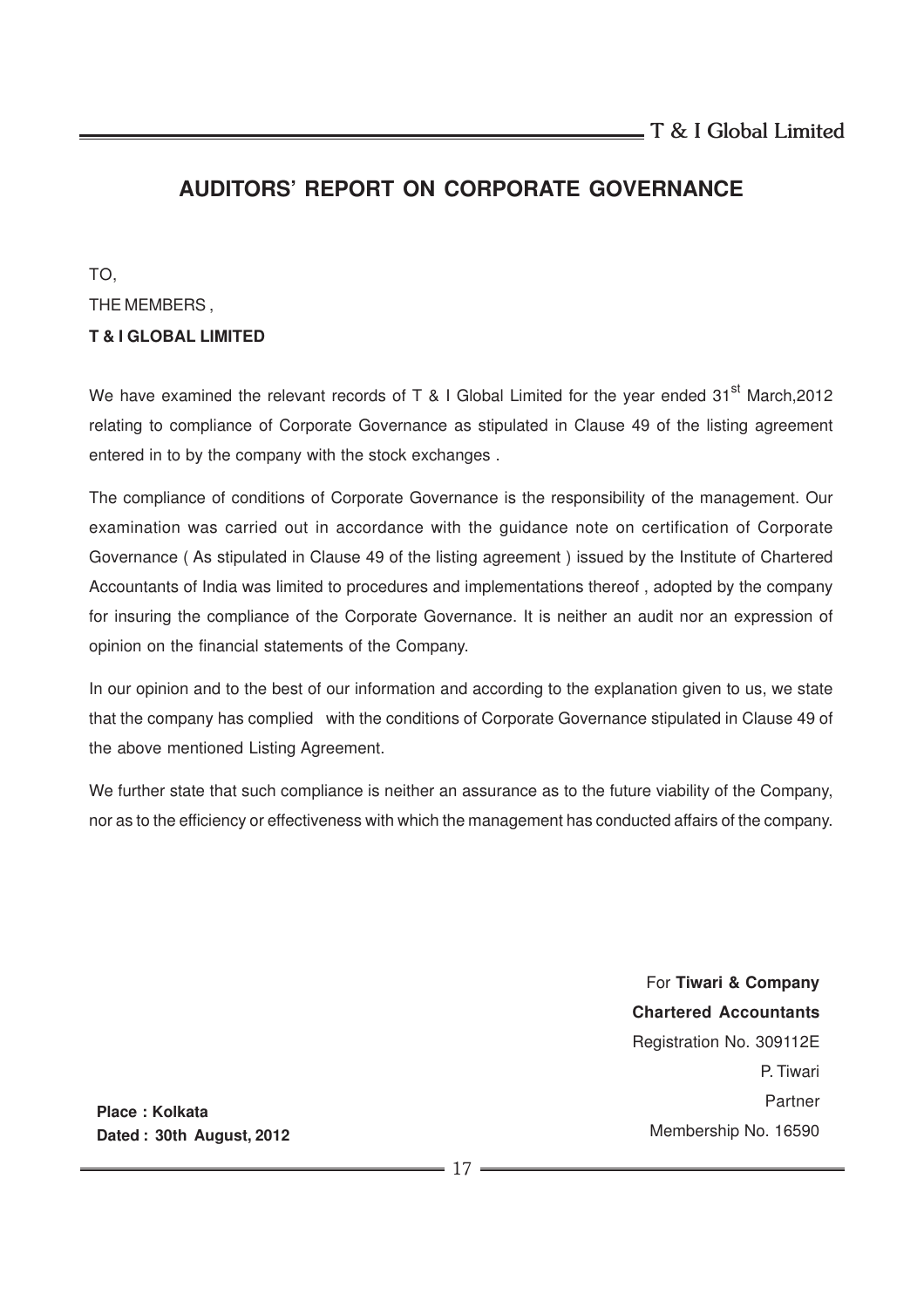# AUDITORS' REPORT ON CORPORATE GOVERNANCE

TO,

THE MEMBERS ,

**T & I GLOBAL LIMITED**

We have examined the relevant records of T & I Global Limited for the year ended 31st March,2012 relating to compliance of Corporate Governance as stipulated in Clause 49 of the listing agreement entered in to by the company with the stock exchanges .

The compliance of conditions of Corporate Governance is the responsibility of the management. Our examination was carried out in accordance with the guidance note on certification of Corporate Governance ( As stipulated in Clause 49 of the listing agreement ) issued by the Institute of Chartered Accountants of India was limited to procedures and implementations thereof , adopted by the company for insuring the compliance of the Corporate Governance. It is neither an audit nor an expression of opinion on the financial statements of the Company.

In our opinion and to the best of our information and according to the explanation given to us, we state that the company has complied with the conditions of Corporate Governance stipulated in Clause 49 of the above mentioned Listing Agreement.

We further state that such compliance is neither an assurance as to the future viability of the Company, nor as to the efficiency or effectiveness with which the management has conducted affairs of the company.

For **Tiwari & Company**
**Chartered Accountants**
Registration No. 309112E
P. Tiwari
Partner
Membership No. 16590

**Place : Kolkata**
**Dated : 30th August, 2012**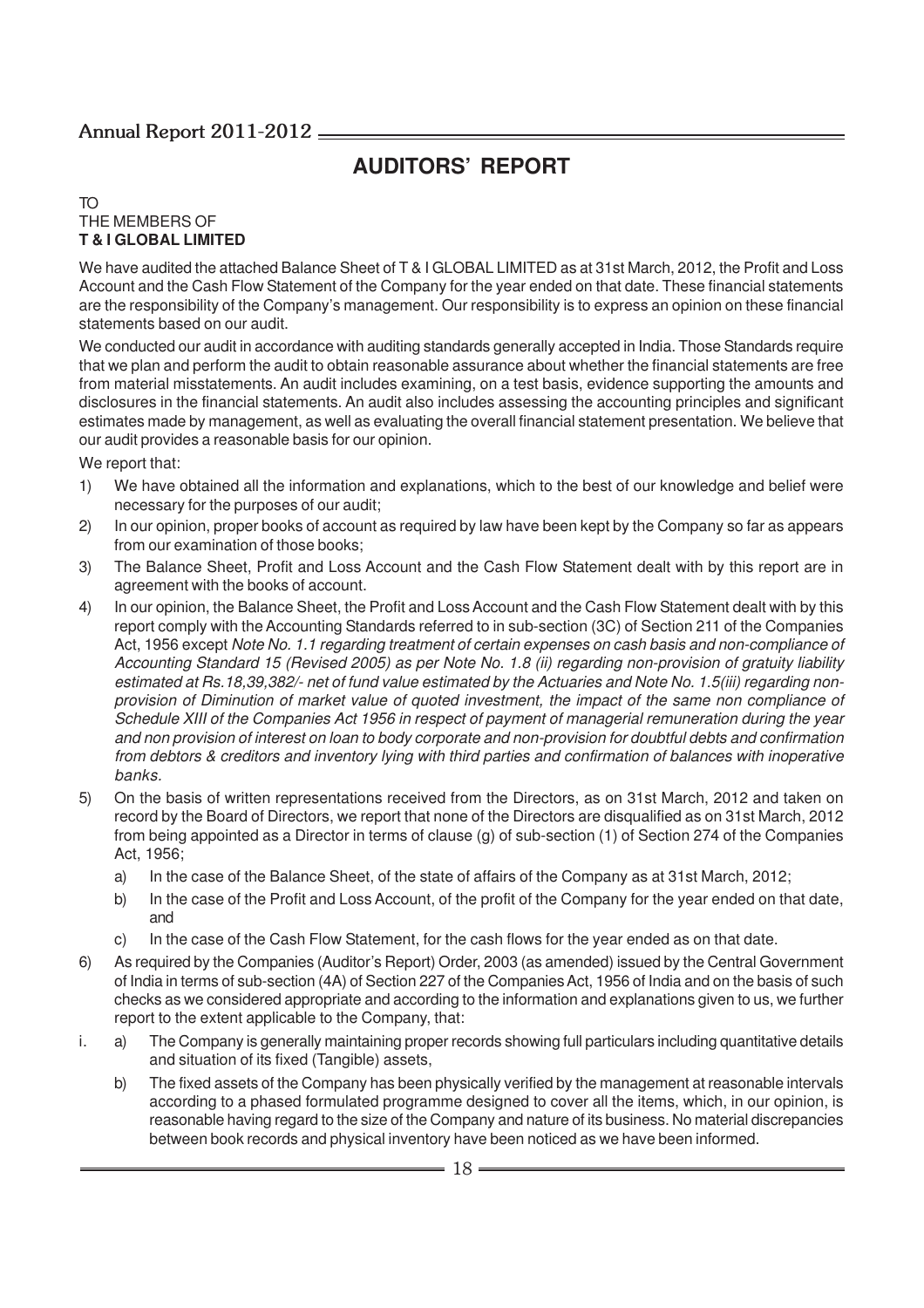# AUDITORS' REPORT

TO
THE MEMBERS OF
**T & I GLOBAL LIMITED**

We have audited the attached Balance Sheet of T & I GLOBAL LIMITED as at 31st March, 2012, the Profit and Loss Account and the Cash Flow Statement of the Company for the year ended on that date. These financial statements are the responsibility of the Company's management. Our responsibility is to express an opinion on these financial statements based on our audit.

We conducted our audit in accordance with auditing standards generally accepted in India. Those Standards require that we plan and perform the audit to obtain reasonable assurance about whether the financial statements are free from material misstatements. An audit includes examining, on a test basis, evidence supporting the amounts and disclosures in the financial statements. An audit also includes assessing the accounting principles and significant estimates made by management, as well as evaluating the overall financial statement presentation. We believe that our audit provides a reasonable basis for our opinion.

We report that:

1) We have obtained all the information and explanations, which to the best of our knowledge and belief were necessary for the purposes of our audit;
2) In our opinion, proper books of account as required by law have been kept by the Company so far as appears from our examination of those books;
3) The Balance Sheet, Profit and Loss Account and the Cash Flow Statement dealt with by this report are in agreement with the books of account.
4) In our opinion, the Balance Sheet, the Profit and Loss Account and the Cash Flow Statement dealt with by this report comply with the Accounting Standards referred to in sub-section (3C) of Section 211 of the Companies Act, 1956 except *Note No. 1.1 regarding treatment of certain expenses on cash basis and non-compliance of Accounting Standard 15 (Revised 2005) as per Note No. 1.8 (ii) regarding non-provision of gratuity liability estimated at Rs.18,39,382/- net of fund value estimated by the Actuaries and Note No. 1.5(iii) regarding non-provision of Diminution of market value of quoted investment, the impact of the same non compliance of Schedule XIII of the Companies Act 1956 in respect of payment of managerial remuneration during the year and non provision of interest on loan to body corporate and non-provision for doubtful debts and confirmation from debtors & creditors and inventory lying with third parties and confirmation of balances with inoperative banks.*
5) On the basis of written representations received from the Directors, as on 31st March, 2012 and taken on record by the Board of Directors, we report that none of the Directors are disqualified as on 31st March, 2012 from being appointed as a Director in terms of clause (g) of sub-section (1) of Section 274 of the Companies Act, 1956;
   a) In the case of the Balance Sheet, of the state of affairs of the Company as at 31st March, 2012;
   b) In the case of the Profit and Loss Account, of the profit of the Company for the year ended on that date, and
   c) In the case of the Cash Flow Statement, for the cash flows for the year ended as on that date.
6) As required by the Companies (Auditor's Report) Order, 2003 (as amended) issued by the Central Government of India in terms of sub-section (4A) of Section 227 of the Companies Act, 1956 of India and on the basis of such checks as we considered appropriate and according to the information and explanations given to us, we further report to the extent applicable to the Company, that:

i. a) The Company is generally maintaining proper records showing full particulars including quantitative details and situation of its fixed (Tangible) assets,

   b) The fixed assets of the Company has been physically verified by the management at reasonable intervals according to a phased formulated programme designed to cover all the items, which, in our opinion, is reasonable having regard to the size of the Company and nature of its business. No material discrepancies between book records and physical inventory have been noticed as we have been informed.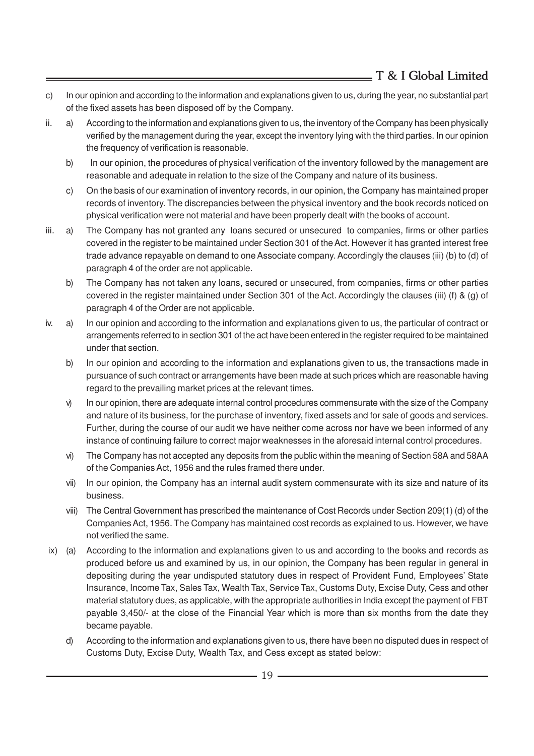c) In our opinion and according to the information and explanations given to us, during the year, no substantial part of the fixed assets has been disposed off by the Company.

ii. a) According to the information and explanations given to us, the inventory of the Company has been physically verified by the management during the year, except the inventory lying with the third parties. In our opinion the frequency of verification is reasonable.

   b) In our opinion, the procedures of physical verification of the inventory followed by the management are reasonable and adequate in relation to the size of the Company and nature of its business.

   c) On the basis of our examination of inventory records, in our opinion, the Company has maintained proper records of inventory. The discrepancies between the physical inventory and the book records noticed on physical verification were not material and have been properly dealt with the books of account.

iii. a) The Company has not granted any loans secured or unsecured to companies, firms or other parties covered in the register to be maintained under Section 301 of the Act. However it has granted interest free trade advance repayable on demand to one Associate company. Accordingly the clauses (iii) (b) to (d) of paragraph 4 of the order are not applicable.

   b) The Company has not taken any loans, secured or unsecured, from companies, firms or other parties covered in the register maintained under Section 301 of the Act. Accordingly the clauses (iii) (f) & (g) of paragraph 4 of the Order are not applicable.

iv. a) In our opinion and according to the information and explanations given to us, the particular of contract or arrangements referred to in section 301 of the act have been entered in the register required to be maintained under that section.

   b) In our opinion and according to the information and explanations given to us, the transactions made in pursuance of such contract or arrangements have been made at such prices which are reasonable having regard to the prevailing market prices at the relevant times.

   v) In our opinion, there are adequate internal control procedures commensurate with the size of the Company and nature of its business, for the purchase of inventory, fixed assets and for sale of goods and services. Further, during the course of our audit we have neither come across nor have we been informed of any instance of continuing failure to correct major weaknesses in the aforesaid internal control procedures.

   vi) The Company has not accepted any deposits from the public within the meaning of Section 58A and 58AA of the Companies Act, 1956 and the rules framed there under.

   vii) In our opinion, the Company has an internal audit system commensurate with its size and nature of its business.

   viii) The Central Government has prescribed the maintenance of Cost Records under Section 209(1) (d) of the Companies Act, 1956. The Company has maintained cost records as explained to us. However, we have not verified the same.

ix) (a) According to the information and explanations given to us and according to the books and records as produced before us and examined by us, in our opinion, the Company has been regular in general in depositing during the year undisputed statutory dues in respect of Provident Fund, Employees' State Insurance, Income Tax, Sales Tax, Wealth Tax, Service Tax, Customs Duty, Excise Duty, Cess and other material statutory dues, as applicable, with the appropriate authorities in India except the payment of FBT payable 3,450/- at the close of the Financial Year which is more than six months from the date they became payable.

   d) According to the information and explanations given to us, there have been no disputed dues in respect of Customs Duty, Excise Duty, Wealth Tax, and Cess except as stated below: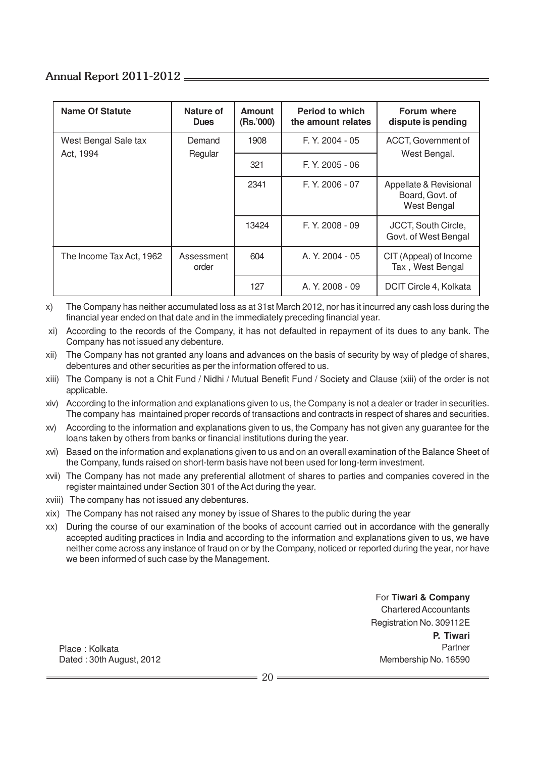| Name Of Statute | Nature of Dues | Amount (Rs.'000) | Period to which the amount relates | Forum where dispute is pending |
|---|---|---|---|---|
| West Bengal Sale tax Act, 1994 | Demand Regular | 1908 | F. Y. 2004 - 05 | ACCT, Government of West Bengal. |
| | | 321 | F. Y. 2005 - 06 | |
| | | 2341 | F. Y. 2006 - 07 | Appellate & Revisional Board, Govt. of West Bengal |
| | | 13424 | F. Y. 2008 - 09 | JCCT, South Circle, Govt. of West Bengal |
| The Income Tax Act, 1962 | Assessment order | 604 | A. Y. 2004 - 05 | CIT (Appeal) of Income Tax , West Bengal |
| | | 127 | A. Y. 2008 - 09 | DCIT Circle 4, Kolkata |

x) The Company has neither accumulated loss as at 31st March 2012, nor has it incurred any cash loss during the financial year ended on that date and in the immediately preceding financial year.

xi) According to the records of the Company, it has not defaulted in repayment of its dues to any bank. The Company has not issued any debenture.

xii) The Company has not granted any loans and advances on the basis of security by way of pledge of shares, debentures and other securities as per the information offered to us.

xiii) The Company is not a Chit Fund / Nidhi / Mutual Benefit Fund / Society and Clause (xiii) of the order is not applicable.

xiv) According to the information and explanations given to us, the Company is not a dealer or trader in securities. The company has maintained proper records of transactions and contracts in respect of shares and securities.

xv) According to the information and explanations given to us, the Company has not given any guarantee for the loans taken by others from banks or financial institutions during the year.

xvi) Based on the information and explanations given to us and on an overall examination of the Balance Sheet of the Company, funds raised on short-term basis have not been used for long-term investment.

xvii) The Company has not made any preferential allotment of shares to parties and companies covered in the register maintained under Section 301 of the Act during the year.

xviii) The company has not issued any debentures.

xix) The Company has not raised any money by issue of Shares to the public during the year

xx) During the course of our examination of the books of account carried out in accordance with the generally accepted auditing practices in India and according to the information and explanations given to us, we have neither come across any instance of fraud on or by the Company, noticed or reported during the year, nor have we been informed of such case by the Management.

For **Tiwari & Company**
Chartered Accountants
Registration No. 309112E
**P. Tiwari**
Partner
Membership No. 16590

Place : Kolkata
Dated : 30th August, 2012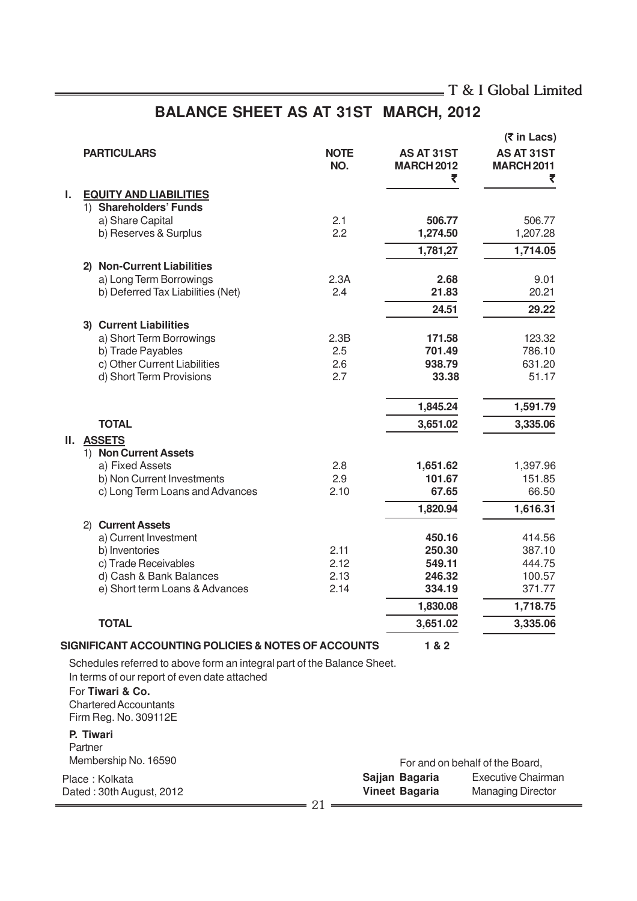# BALANCE SHEET AS AT 31ST MARCH, 2012

(₹ in Lacs)

| | PARTICULARS | NOTE NO. | AS AT 31ST MARCH 2012 ₹ | AS AT 31ST MARCH 2011 ₹ |
|---|---|---|---|---|
| **I.** | **EQUITY AND LIABILITIES** | | | |
| | 1) **Shareholders' Funds** | | | |
| | a) Share Capital | 2.1 | **506.77** | 506.77 |
| | b) Reserves & Surplus | 2.2 | **1,274.50** | 1,207.28 |
| | | | **1,781,27** | **1,714.05** |
| | 2) **Non-Current Liabilities** | | | |
| | a) Long Term Borrowings | 2.3A | **2.68** | 9.01 |
| | b) Deferred Tax Liabilities (Net) | 2.4 | **21.83** | 20.21 |
| | | | **24.51** | **29.22** |
| | 3) **Current Liabilities** | | | |
| | a) Short Term Borrowings | 2.3B | **171.58** | 123.32 |
| | b) Trade Payables | 2.5 | **701.49** | 786.10 |
| | c) Other Current Liabilities | 2.6 | **938.79** | 631.20 |
| | d) Short Term Provisions | 2.7 | **33.38** | 51.17 |
| | | | **1,845.24** | **1,591.79** |
| | **TOTAL** | | **3,651.02** | **3,335.06** |
| **II.** | **ASSETS** | | | |
| | 1) **Non Current Assets** | | | |
| | a) Fixed Assets | 2.8 | **1,651.62** | 1,397.96 |
| | b) Non Current Investments | 2.9 | **101.67** | 151.85 |
| | c) Long Term Loans and Advances | 2.10 | **67.65** | 66.50 |
| | | | **1,820.94** | **1,616.31** |
| | 2) **Current Assets** | | | |
| | a) Current Investment | | **450.16** | 414.56 |
| | b) Inventories | 2.11 | **250.30** | 387.10 |
| | c) Trade Receivables | 2.12 | **549.11** | 444.75 |
| | d) Cash & Bank Balances | 2.13 | **246.32** | 100.57 |
| | e) Short term Loans & Advances | 2.14 | **334.19** | 371.77 |
| | | | **1,830.08** | **1,718.75** |
| | **TOTAL** | | **3,651.02** | **3,335.06** |

**SIGNIFICANT ACCOUNTING POLICIES & NOTES OF ACCOUNTS** **1 & 2**

Schedules referred to above form an integral part of the Balance Sheet.

In terms of our report of even date attached

For **Tiwari & Co.**
Chartered Accountants
Firm Reg. No. 309112E

**P. Tiwari**
Partner
Membership No. 16590

Place : Kolkata
Dated : 30th August, 2012

For and on behalf of the Board,

**Sajjan Bagaria** Executive Chairman
**Vineet Bagaria** Managing Director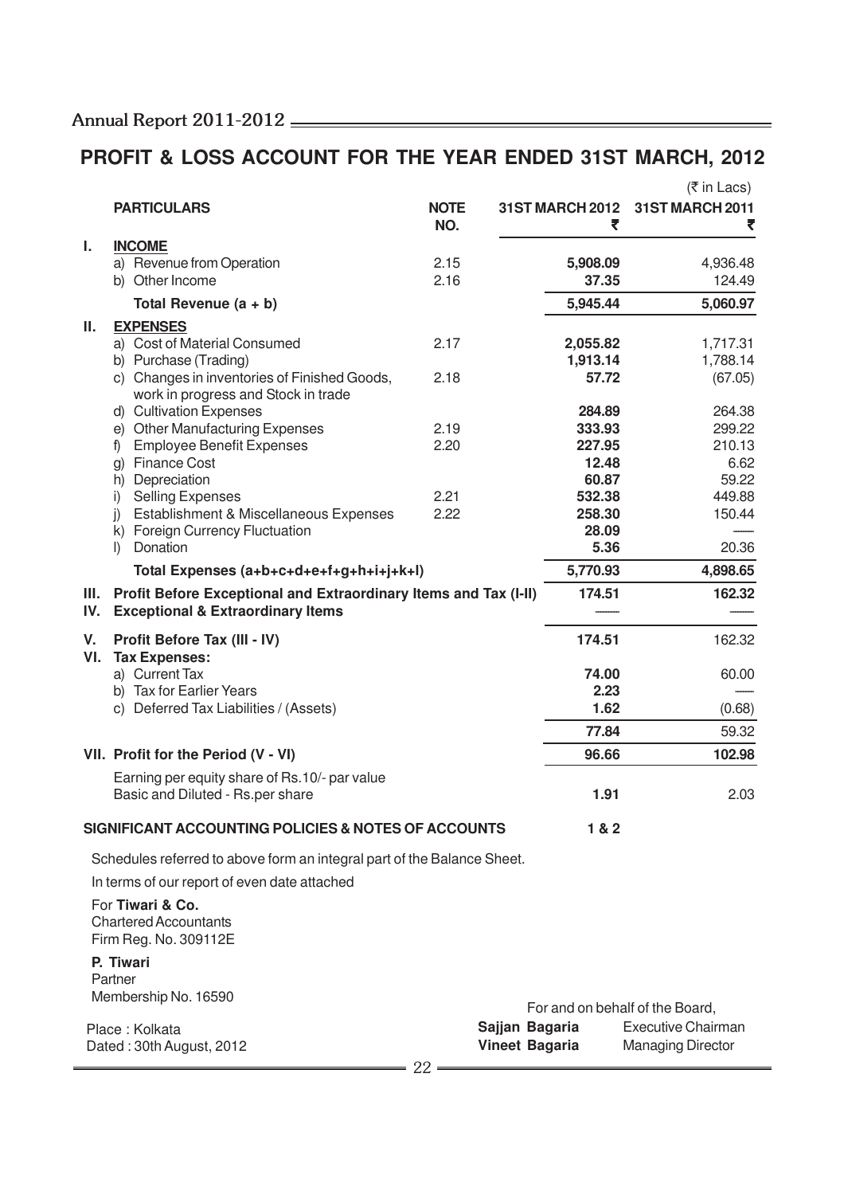# PROFIT & LOSS ACCOUNT FOR THE YEAR ENDED 31ST MARCH, 2012

(₹ in Lacs)

| | PARTICULARS | NOTE NO. | 31ST MARCH 2012 ₹ | 31ST MARCH 2011 ₹ |
|---|---|---|---|---|
| I. | **INCOME** | | | |
| | a) Revenue from Operation | 2.15 | **5,908.09** | 4,936.48 |
| | b) Other Income | 2.16 | **37.35** | 124.49 |
| | **Total Revenue (a + b)** | | **5,945.44** | **5,060.97** |
| II. | **EXPENSES** | | | |
| | a) Cost of Material Consumed | 2.17 | **2,055.82** | 1,717.31 |
| | b) Purchase (Trading) | | **1,913.14** | 1,788.14 |
| | c) Changes in inventories of Finished Goods, work in progress and Stock in trade | 2.18 | **57.72** | (67.05) |
| | d) Cultivation Expenses | | **284.89** | 264.38 |
| | e) Other Manufacturing Expenses | 2.19 | **333.93** | 299.22 |
| | f) Employee Benefit Expenses | 2.20 | **227.95** | 210.13 |
| | g) Finance Cost | | **12.48** | 6.62 |
| | h) Depreciation | | **60.87** | 59.22 |
| | i) Selling Expenses | 2.21 | **532.38** | 449.88 |
| | j) Establishment & Miscellaneous Expenses | 2.22 | **258.30** | 150.44 |
| | k) Foreign Currency Fluctuation | | **28.09** | — |
| | l) Donation | | **5.36** | 20.36 |
| | **Total Expenses (a+b+c+d+e+f+g+h+i+j+k+l)** | | **5,770.93** | **4,898.65** |
| III. | **Profit Before Exceptional and Extraordinary Items and Tax (I-II)** | | **174.51** | **162.32** |
| IV. | **Exceptional & Extraordinary Items** | | — | — |
| V. | **Profit Before Tax (III - IV)** | | **174.51** | 162.32 |
| VI. | **Tax Expenses:** | | | |
| | a) Current Tax | | **74.00** | 60.00 |
| | b) Tax for Earlier Years | | **2.23** | — |
| | c) Deferred Tax Liabilities / (Assets) | | **1.62** | (0.68) |
| | | | **77.84** | 59.32 |
| VII. | **Profit for the Period (V - VI)** | | **96.66** | **102.98** |
| | Earning per equity share of Rs.10/- par value Basic and Diluted - Rs.per share | | **1.91** | 2.03 |
| | **SIGNIFICANT ACCOUNTING POLICIES & NOTES OF ACCOUNTS** | | **1 & 2** | |

Schedules referred to above form an integral part of the Balance Sheet.

In terms of our report of even date attached

For **Tiwari & Co.**
Chartered Accountants
Firm Reg. No. 309112E

**P. Tiwari**
Partner
Membership No. 16590

Place : Kolkata
Dated : 30th August, 2012

For and on behalf of the Board,

**Sajjan Bagaria** Executive Chairman
**Vineet Bagaria** Managing Director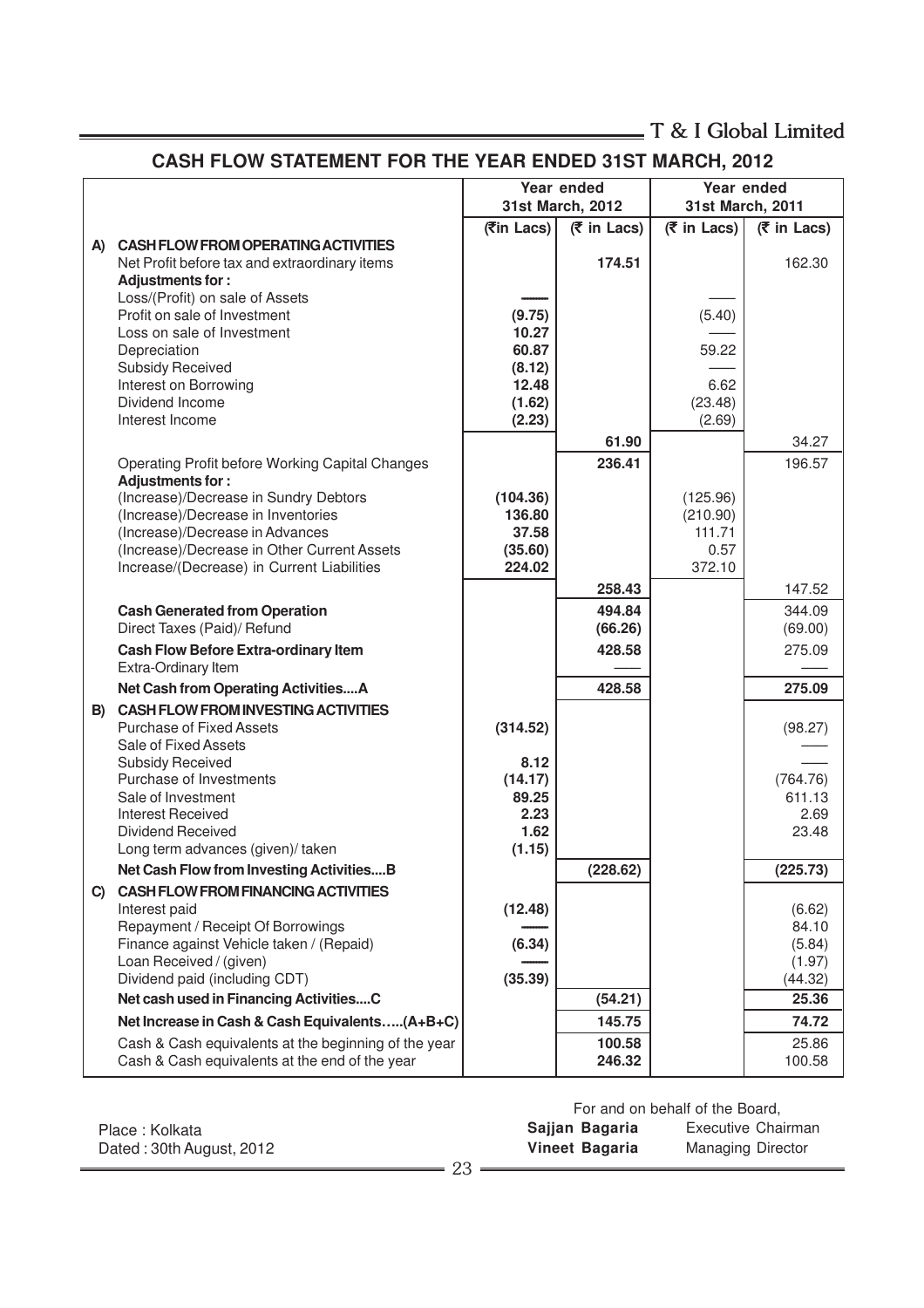# CASH FLOW STATEMENT FOR THE YEAR ENDED 31ST MARCH, 2012

| | Year ended 31st March, 2012 | | Year ended 31st March, 2011 | |
|---|---|---|---|---|
| | (₹in Lacs) | (₹ in Lacs) | (₹ in Lacs) | (₹ in Lacs) |
| **A) CASH FLOW FROM OPERATING ACTIVITIES** | | | | |
| Net Profit before tax and extraordinary items | | **174.51** | | 162.30 |
| **Adjustments for :** | | | | |
| Loss/(Profit) on sale of Assets | —— | | —— | |
| Profit on sale of Investment | **(9.75)** | | (5.40) | |
| Loss on sale of Investment | **10.27** | | —— | |
| Depreciation | **60.87** | | 59.22 | |
| Subsidy Received | **(8.12)** | | —— | |
| Interest on Borrowing | **12.48** | | 6.62 | |
| Dividend Income | **(1.62)** | | (23.48) | |
| Interest Income | **(2.23)** | | (2.69) | |
| | | **61.90** | | 34.27 |
| Operating Profit before Working Capital Changes | | **236.41** | | 196.57 |
| **Adjustments for :** | | | | |
| (Increase)/Decrease in Sundry Debtors | **(104.36)** | | (125.96) | |
| (Increase)/Decrease in Inventories | **136.80** | | (210.90) | |
| (Increase)/Decrease in Advances | **37.58** | | 111.71 | |
| (Increase)/Decrease in Other Current Assets | **(35.60)** | | 0.57 | |
| Increase/(Decrease) in Current Liabilities | **224.02** | | 372.10 | |
| | | **258.43** | | 147.52 |
| **Cash Generated from Operation** | | **494.84** | | 344.09 |
| Direct Taxes (Paid)/ Refund | | **(66.26)** | | (69.00) |
| **Cash Flow Before Extra-ordinary Item** | | **428.58** | | 275.09 |
| Extra-Ordinary Item | | —— | | —— |
| **Net Cash from Operating Activities....A** | | **428.58** | | **275.09** |
| **B) CASH FLOW FROM INVESTING ACTIVITIES** | | | | |
| Purchase of Fixed Assets | **(314.52)** | | | (98.27) |
| Sale of Fixed Assets | | | | —— |
| Subsidy Received | **8.12** | | | —— |
| Purchase of Investments | **(14.17)** | | | (764.76) |
| Sale of Investment | **89.25** | | | 611.13 |
| Interest Received | **2.23** | | | 2.69 |
| Dividend Received | **1.62** | | | 23.48 |
| Long term advances (given)/ taken | **(1.15)** | | | |
| **Net Cash Flow from Investing Activities....B** | | **(228.62)** | | **(225.73)** |
| **C) CASH FLOW FROM FINANCING ACTIVITIES** | | | | |
| Interest paid | **(12.48)** | | | (6.62) |
| Repayment / Receipt Of Borrowings | —— | | | 84.10 |
| Finance against Vehicle taken / (Repaid) | **(6.34)** | | | (5.84) |
| Loan Received / (given) | —— | | | (1.97) |
| Dividend paid (including CDT) | **(35.39)** | | | (44.32) |
| **Net cash used in Financing Activities....C** | | **(54.21)** | | **25.36** |
| **Net Increase in Cash & Cash Equivalents.....(A+B+C)** | | **145.75** | | **74.72** |
| Cash & Cash equivalents at the beginning of the year | | **100.58** | | 25.86 |
| Cash & Cash equivalents at the end of the year | | **246.32** | | 100.58 |

For and on behalf of the Board,

Place : Kolkata
Dated : 30th August, 2012

**Sajjan Bagaria** Executive Chairman
**Vineet Bagaria** Managing Director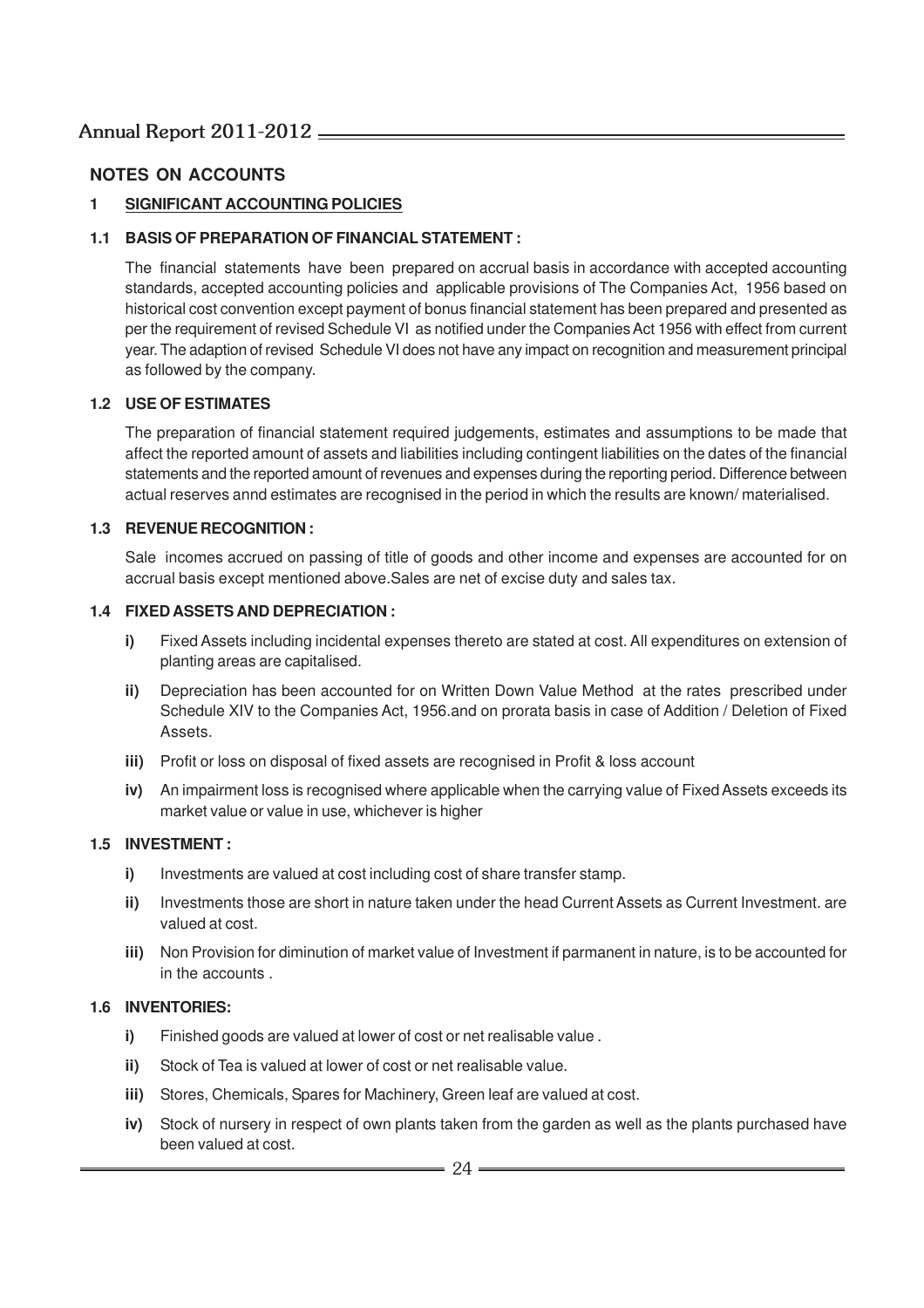## NOTES ON ACCOUNTS

### 1 SIGNIFICANT ACCOUNTING POLICIES

#### 1.1 BASIS OF PREPARATION OF FINANCIAL STATEMENT :

The financial statements have been prepared on accrual basis in accordance with accepted accounting standards, accepted accounting policies and applicable provisions of The Companies Act, 1956 based on historical cost convention except payment of bonus financial statement has been prepared and presented as per the requirement of revised Schedule VI as notified under the Companies Act 1956 with effect from current year. The adaption of revised Schedule VI does not have any impact on recognition and measurement principal as followed by the company.

#### 1.2 USE OF ESTIMATES

The preparation of financial statement required judgements, estimates and assumptions to be made that affect the reported amount of assets and liabilities including contingent liabilities on the dates of the financial statements and the reported amount of revenues and expenses during the reporting period. Difference between actual reserves annd estimates are recognised in the period in which the results are known/ materialised.

#### 1.3 REVENUE RECOGNITION :

Sale incomes accrued on passing of title of goods and other income and expenses are accounted for on accrual basis except mentioned above.Sales are net of excise duty and sales tax.

#### 1.4 FIXED ASSETS AND DEPRECIATION :

**i)** Fixed Assets including incidental expenses thereto are stated at cost. All expenditures on extension of planting areas are capitalised.

**ii)** Depreciation has been accounted for on Written Down Value Method at the rates prescribed under Schedule XIV to the Companies Act, 1956.and on prorata basis in case of Addition / Deletion of Fixed Assets.

**iii)** Profit or loss on disposal of fixed assets are recognised in Profit & loss account

**iv)** An impairment loss is recognised where applicable when the carrying value of Fixed Assets exceeds its market value or value in use, whichever is higher

#### 1.5 INVESTMENT :

**i)** Investments are valued at cost including cost of share transfer stamp.

**ii)** Investments those are short in nature taken under the head Current Assets as Current Investment. are valued at cost.

**iii)** Non Provision for diminution of market value of Investment if parmanent in nature, is to be accounted for in the accounts .

#### 1.6 INVENTORIES:

**i)** Finished goods are valued at lower of cost or net realisable value .

**ii)** Stock of Tea is valued at lower of cost or net realisable value.

**iii)** Stores, Chemicals, Spares for Machinery, Green leaf are valued at cost.

**iv)** Stock of nursery in respect of own plants taken from the garden as well as the plants purchased have been valued at cost.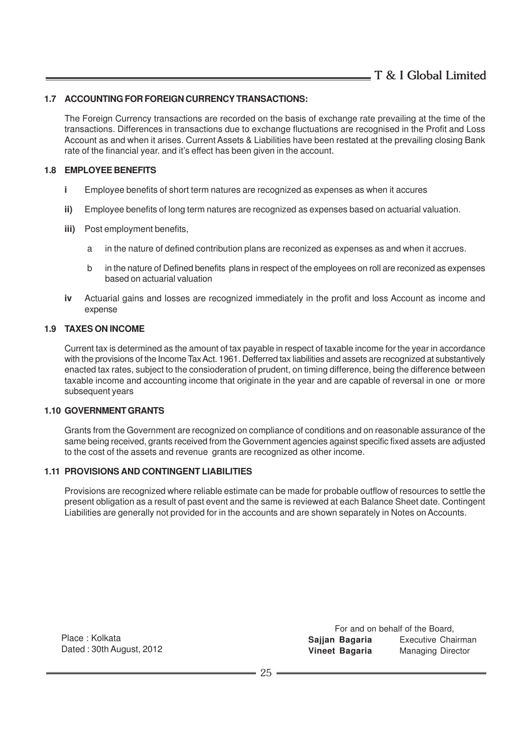### 1.7 ACCOUNTING FOR FOREIGN CURRENCY TRANSACTIONS:

The Foreign Currency transactions are recorded on the basis of exchange rate prevailing at the time of the transactions. Differences in transactions due to exchange fluctuations are recognised in the Profit and Loss Account as and when it arises. Current Assets & Liabilities have been restated at the prevailing closing Bank rate of the financial year. and it's effect has been given in the account.

### 1.8 EMPLOYEE BENEFITS

- **i** Employee benefits of short term natures are recognized as expenses as when it accures
- **ii)** Employee benefits of long term natures are recognized as expenses based on actuarial valuation.
- **iii)** Post employment benefits,
  - a in the nature of defined contribution plans are reconized as expenses as and when it accrues.
  - b in the nature of Defined benefits plans in respect of the employees on roll are reconized as expenses based on actuarial valuation
- **iv** Actuarial gains and losses are recognized immediately in the profit and loss Account as income and expense

### 1.9 TAXES ON INCOME

Current tax is determined as the amount of tax payable in respect of taxable income for the year in accordance with the provisions of the Income Tax Act. 1961. Defferred tax liabilities and assets are recognized at substantively enacted tax rates, subject to the consioderation of prudent, on timing difference, being the difference between taxable income and accounting income that originate in the year and are capable of reversal in one or more subsequent years

### 1.10 GOVERNMENT GRANTS

Grants from the Government are recognized on compliance of conditions and on reasonable assurance of the same being received, grants received from the Government agencies against specific fixed assets are adjusted to the cost of the assets and revenue grants are recognized as other income.

### 1.11 PROVISIONS AND CONTINGENT LIABILITIES

Provisions are recognized where reliable estimate can be made for probable outflow of resources to settle the present obligation as a result of past event and the same is reviewed at each Balance Sheet date. Contingent Liabilities are generally not provided for in the accounts and are shown separately in Notes on Accounts.

Place : Kolkata
Dated : 30th August, 2012

For and on behalf of the Board,

**Sajjan Bagaria** Executive Chairman
**Vineet Bagaria** Managing Director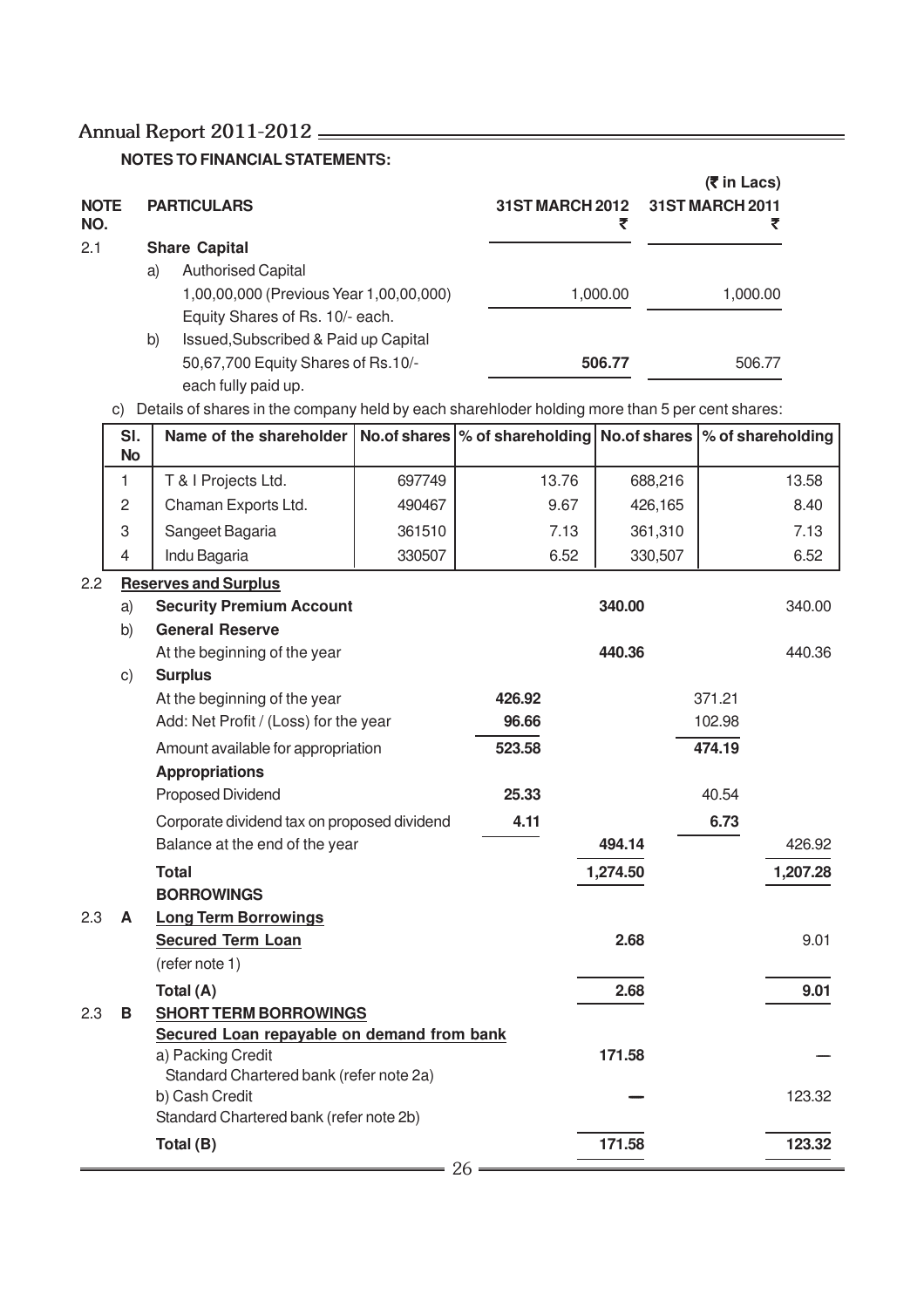**NOTES TO FINANCIAL STATEMENTS:**

(₹ in Lacs)

| NOTE NO. | | PARTICULARS | 31ST MARCH 2012 ₹ | 31ST MARCH 2011 ₹ |
|---|---|---|---|---|
| 2.1 | | **Share Capital** | | |
| | a) | Authorised Capital 1,00,00,000 (Previous Year 1,00,00,000) Equity Shares of Rs. 10/- each. | 1,000.00 | 1,000.00 |
| | b) | Issued,Subscribed & Paid up Capital 50,67,700 Equity Shares of Rs.10/- each fully paid up. | **506.77** | 506.77 |

c) Details of shares in the company held by each sharehloder holding more than 5 per cent shares:

| Sl. No | Name of the shareholder | No.of shares | % of shareholding | No.of shares | % of shareholding |
|---|---|---|---|---|---|
| 1 | T & I Projects Ltd. | 697749 | 13.76 | 688,216 | 13.58 |
| 2 | Chaman Exports Ltd. | 490467 | 9.67 | 426,165 | 8.40 |
| 3 | Sangeet Bagaria | 361510 | 7.13 | 361,310 | 7.13 |
| 4 | Indu Bagaria | 330507 | 6.52 | 330,507 | 6.52 |

| NOTE NO. | | PARTICULARS | 31ST MARCH 2012 | 31ST MARCH 2012 ₹ | 31ST MARCH 2011 | 31ST MARCH 2011 ₹ |
|---|---|---|---|---|---|---|
| 2.2 | | **Reserves and Surplus** | | | | |
| | a) | **Security Premium Account** | | **340.00** | | 340.00 |
| | b) | **General Reserve** | | | | |
| | | At the beginning of the year | | **440.36** | | 440.36 |
| | c) | **Surplus** | | | | |
| | | At the beginning of the year | **426.92** | | 371.21 | |
| | | Add: Net Profit / (Loss) for the year | **96.66** | | 102.98 | |
| | | Amount available for appropriation | **523.58** | | **474.19** | |
| | | **Appropriations** | | | | |
| | | Proposed Dividend | **25.33** | | 40.54 | |
| | | Corporate dividend tax on proposed dividend | **4.11** | | **6.73** | |
| | | Balance at the end of the year | | **494.14** | | 426.92 |
| | | **Total** | | **1,274.50** | | **1,207.28** |
| | | **BORROWINGS** | | | | |
| 2.3 | **A** | **Long Term Borrowings** | | | | |
| | | **Secured Term Loan** (refer note 1) | | **2.68** | | 9.01 |
| | | **Total (A)** | | **2.68** | | **9.01** |
| 2.3 | **B** | **SHORT TERM BORROWINGS** | | | | |
| | | **Secured Loan repayable on demand from bank** | | | | |
| | | a) Packing Credit Standard Chartered bank (refer note 2a) | | **171.58** | | — |
| | | b) Cash Credit Standard Chartered bank (refer note 2b) | | — | | 123.32 |
| | | **Total (B)** | | **171.58** | | **123.32** |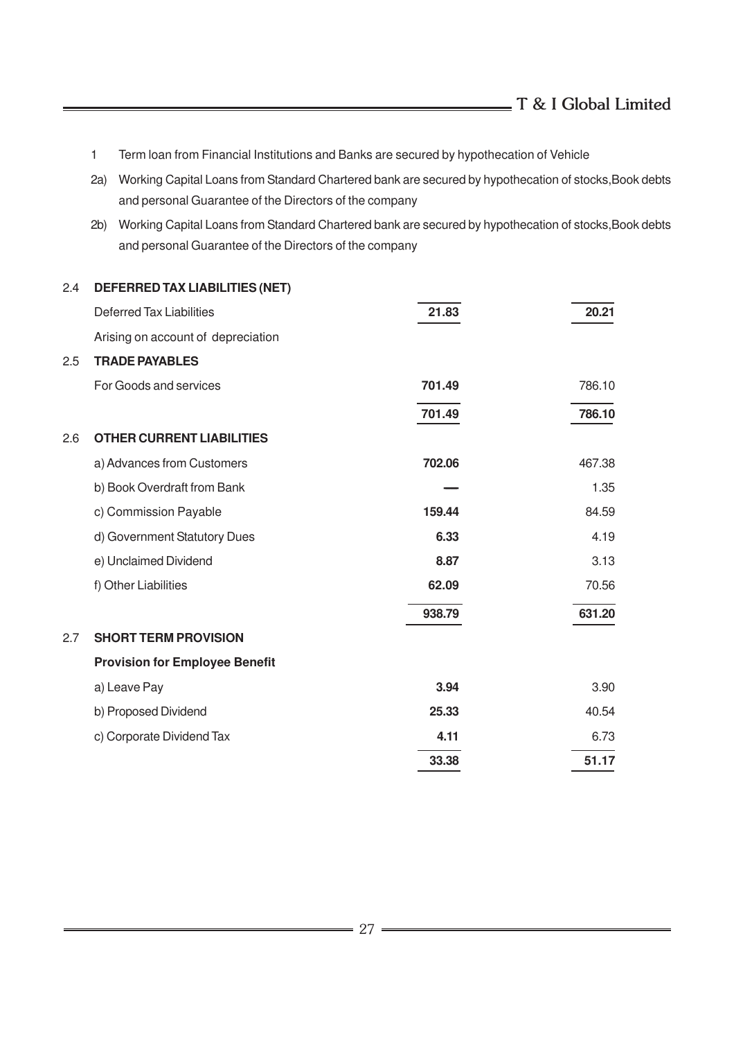1. Term loan from Financial Institutions and Banks are secured by hypothecation of Vehicle

2a) Working Capital Loans from Standard Chartered bank are secured by hypothecation of stocks,Book debts and personal Guarantee of the Directors of the company

2b) Working Capital Loans from Standard Chartered bank are secured by hypothecation of stocks,Book debts and personal Guarantee of the Directors of the company

| | | | |
|---|---|---|---|
| 2.4 | **DEFERRED TAX LIABILITIES (NET)** | | |
| | Deferred Tax Liabilities | **21.83** | **20.21** |
| | Arising on account of depreciation | | |
| 2.5 | **TRADE PAYABLES** | | |
| | For Goods and services | **701.49** | 786.10 |
| | | **701.49** | **786.10** |
| 2.6 | **OTHER CURRENT LIABILITIES** | | |
| | a) Advances from Customers | **702.06** | 467.38 |
| | b) Book Overdraft from Bank | **—** | 1.35 |
| | c) Commission Payable | **159.44** | 84.59 |
| | d) Government Statutory Dues | **6.33** | 4.19 |
| | e) Unclaimed Dividend | **8.87** | 3.13 |
| | f) Other Liabilities | **62.09** | 70.56 |
| | | **938.79** | **631.20** |
| 2.7 | **SHORT TERM PROVISION** | | |
| | **Provision for Employee Benefit** | | |
| | a) Leave Pay | **3.94** | 3.90 |
| | b) Proposed Dividend | **25.33** | 40.54 |
| | c) Corporate Dividend Tax | **4.11** | 6.73 |
| | | **33.38** | **51.17** |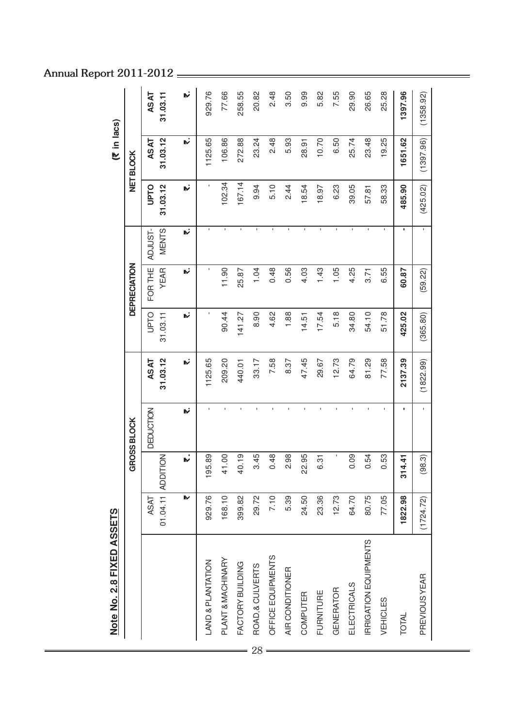## Note No. 2.8 FIXED ASSETS

(₹ in lacs)

| | GROSS BLOCK | | | | DEPRECIATION | | | | NET BLOCK | |
|---|---|---|---|---|---|---|---|---|---|---|
| | AS AT 01.04.11 | ADDITION | DEDUCTION | AS AT 31.03.12 | UPTO 31.03.11 | FOR THE YEAR | ADJUST-MENTS | UPTO 31.03.12 | AS AT 31.03.12 | AS AT 31.03.11 |
| | ₹ | ₹ | ₹ | ₹ | ₹ | ₹ | ₹ | ₹ | ₹ | ₹ |
| LAND & PLANTATION | 929.76 | 195.89 | - | 1125.65 | - | - | - | - | 1125.65 | 929.76 |
| PLANT & MACHINARY | 168.10 | 41.00 | - | 209.20 | 90.44 | 11.90 | - | 102.34 | 106.86 | 77.66 |
| FACTORY BUILDING | 399.82 | 40.19 | - | 440.01 | 141.27 | 25.87 | - | 167.14 | 272.88 | 258.55 |
| ROAD,& CULVERTS | 29.72 | 3.45 | - | 33.17 | 8.90 | 1.04 | - | 9.94 | 23.24 | 20.82 |
| OFFICE EQUIPMENTS | 7.10 | 0.48 | - | 7.58 | 4.62 | 0.48 | - | 5.10 | 2.48 | 2.48 |
| AIR CONDITIONER | 5.39 | 2.98 | - | 8.37 | 1.88 | 0.56 | - | 2.44 | 5.93 | 3.50 |
| COMPUTER | 24.50 | 22.95 | - | 47.45 | 14.51 | 4.03 | - | 18.54 | 28.91 | 9.99 |
| FURNITURE | 23.36 | 6.31 | - | 29.67 | 17.54 | 1.43 | - | 18.97 | 10.70 | 5.82 |
| GENERATOR | 12.73 | - | - | 12.73 | 5.18 | 1.05 | - | 6.23 | 6.50 | 7.55 |
| ELECTRICALS | 64.70 | 0.09 | - | 64.79 | 34.80 | 4.25 | - | 39.05 | 25.74 | 29.90 |
| IRRIGATION EQUIPMENTS | 80.75 | 0.54 | - | 81.29 | 54.10 | 3.71 | - | 57.81 | 23.48 | 26.65 |
| VEHICLES | 77.05 | 0.53 | - | 77.58 | 51.78 | 6.55 | - | 58.33 | 19.25 | 25.28 |
| TOTAL | 1822.98 | 314.41 | - | 2137.39 | 425.02 | 60.87 | - | 485.90 | 1651.62 | 1397.96 |
| PREVIOUS YEAR | (1724.72) | (98.3) | - | (1822.99) | (365.80) | (59.22) | - | (425.02) | (1397.96) | (1358.92) |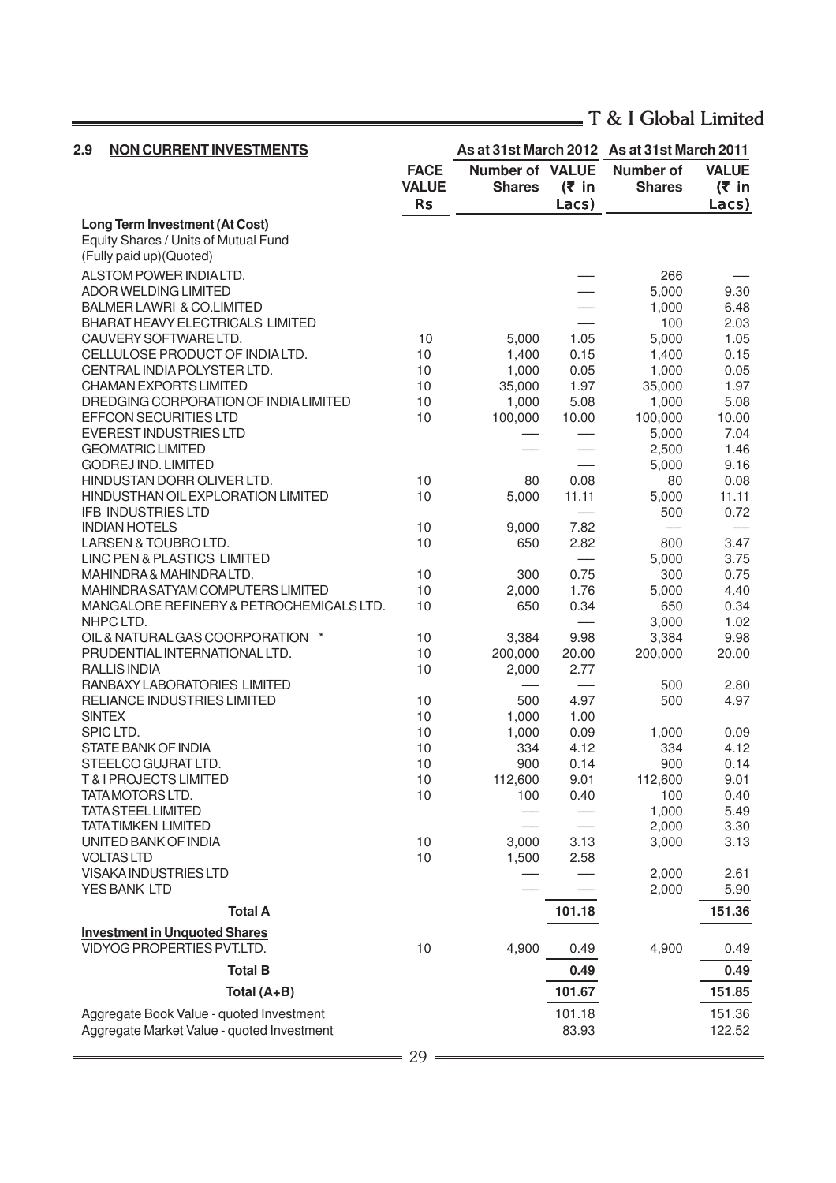### 2.9 NON CURRENT INVESTMENTS

| | FACE VALUE Rs | As at 31st March 2012 | | As at 31st March 2011 | |
|---|---|---|---|---|---|
| | | Number of Shares | VALUE (₹ in Lacs) | Number of Shares | VALUE (₹ in Lacs) |
| **Long Term Investment (At Cost)** | | | | | |
| Equity Shares / Units of Mutual Fund (Fully paid up)(Quoted) | | | | | |
| ALSTOM POWER INDIA LTD. | | | — | 266 | — |
| ADOR WELDING LIMITED | | | — | 5,000 | 9.30 |
| BALMER LAWRI & CO.LIMITED | | | — | 1,000 | 6.48 |
| BHARAT HEAVY ELECTRICALS LIMITED | | | — | 100 | 2.03 |
| CAUVERY SOFTWARE LTD. | 10 | 5,000 | 1.05 | 5,000 | 1.05 |
| CELLULOSE PRODUCT OF INDIA LTD. | 10 | 1,400 | 0.15 | 1,400 | 0.15 |
| CENTRAL INDIA POLYSTER LTD. | 10 | 1,000 | 0.05 | 1,000 | 0.05 |
| CHAMAN EXPORTS LIMITED | 10 | 35,000 | 1.97 | 35,000 | 1.97 |
| DREDGING CORPORATION OF INDIA LIMITED | 10 | 1,000 | 5.08 | 1,000 | 5.08 |
| EFFCON SECURITIES LTD | 10 | 100,000 | 10.00 | 100,000 | 10.00 |
| EVEREST INDUSTRIES LTD | | — | — | 5,000 | 7.04 |
| GEOMATRIC LIMITED | | — | — | 2,500 | 1.46 |
| GODREJ IND. LIMITED | | | — | 5,000 | 9.16 |
| HINDUSTAN DORR OLIVER LTD. | 10 | 80 | 0.08 | 80 | 0.08 |
| HINDUSTHAN OIL EXPLORATION LIMITED | 10 | 5,000 | 11.11 | 5,000 | 11.11 |
| IFB INDUSTRIES LTD | | | — | 500 | 0.72 |
| INDIAN HOTELS | 10 | 9,000 | 7.82 | — | — |
| LARSEN & TOUBRO LTD. | 10 | 650 | 2.82 | 800 | 3.47 |
| LINC PEN & PLASTICS LIMITED | | | — | 5,000 | 3.75 |
| MAHINDRA & MAHINDRA LTD. | 10 | 300 | 0.75 | 300 | 0.75 |
| MAHINDRA SATYAM COMPUTERS LIMITED | 10 | 2,000 | 1.76 | 5,000 | 4.40 |
| MANGALORE REFINERY & PETROCHEMICALS LTD. | 10 | 650 | 0.34 | 650 | 0.34 |
| NHPC LTD. | | | — | 3,000 | 1.02 |
| OIL & NATURAL GAS COORPORATION * | 10 | 3,384 | 9.98 | 3,384 | 9.98 |
| PRUDENTIAL INTERNATIONAL LTD. | 10 | 200,000 | 20.00 | 200,000 | 20.00 |
| RALLIS INDIA | 10 | 2,000 | 2.77 | | |
| RANBAXY LABORATORIES LIMITED | | — | — | 500 | 2.80 |
| RELIANCE INDUSTRIES LIMITED | 10 | 500 | 4.97 | 500 | 4.97 |
| SINTEX | 10 | 1,000 | 1.00 | | |
| SPIC LTD. | 10 | 1,000 | 0.09 | 1,000 | 0.09 |
| STATE BANK OF INDIA | 10 | 334 | 4.12 | 334 | 4.12 |
| STEELCO GUJRAT LTD. | 10 | 900 | 0.14 | 900 | 0.14 |
| T & I PROJECTS LIMITED | 10 | 112,600 | 9.01 | 112,600 | 9.01 |
| TATA MOTORS LTD. | 10 | 100 | 0.40 | 100 | 0.40 |
| TATA STEEL LIMITED | | — | — | 1,000 | 5.49 |
| TATA TIMKEN LIMITED | | — | — | 2,000 | 3.30 |
| UNITED BANK OF INDIA | 10 | 3,000 | 3.13 | 3,000 | 3.13 |
| VOLTAS LTD | 10 | 1,500 | 2.58 | | |
| VISAKA INDUSTRIES LTD | | — | — | 2,000 | 2.61 |
| YES BANK LTD | | — | — | 2,000 | 5.90 |
| **Total A** | | | **101.18** | | **151.36** |
| **Investment in Unquoted Shares** | | | | | |
| VIDYOG PROPERTIES PVT.LTD. | 10 | 4,900 | 0.49 | 4,900 | 0.49 |
| **Total B** | | | **0.49** | | **0.49** |
| **Total (A+B)** | | | **101.67** | | **151.85** |
| Aggregate Book Value - quoted Investment | | | 101.18 | | 151.36 |
| Aggregate Market Value - quoted Investment | | | 83.93 | | 122.52 |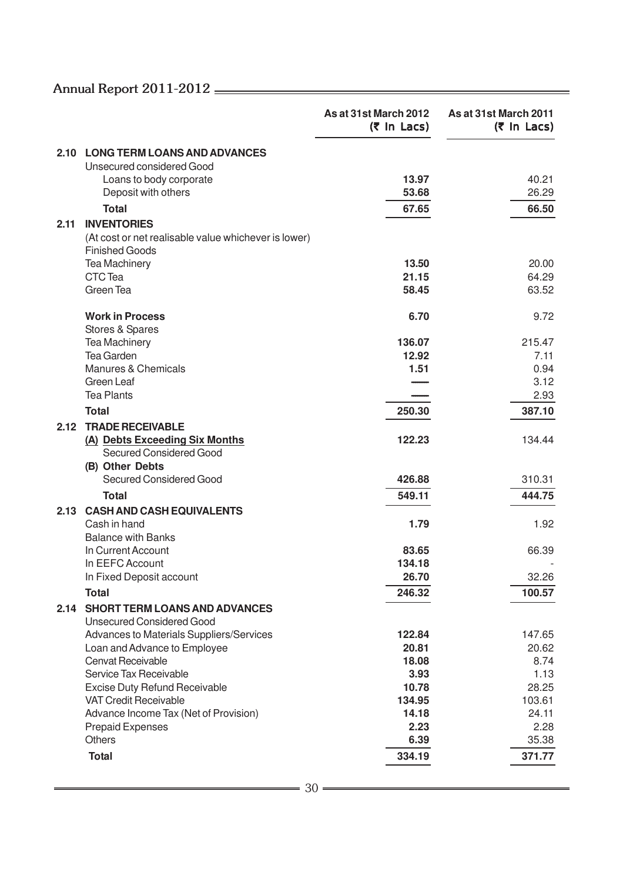|  |  | As at 31st March 2012 (₹ In Lacs) | As at 31st March 2011 (₹ In Lacs) |
|---|---|---|---|
| **2.10** | **LONG TERM LOANS AND ADVANCES** | | |
| | Unsecured considered Good | | |
| | Loans to body corporate | **13.97** | 40.21 |
| | Deposit with others | **53.68** | 26.29 |
| | **Total** | **67.65** | **66.50** |
| **2.11** | **INVENTORIES** | | |
| | (At cost or net realisable value whichever is lower) | | |
| | Finished Goods | | |
| | Tea Machinery | **13.50** | 20.00 |
| | CTC Tea | **21.15** | 64.29 |
| | Green Tea | **58.45** | 63.52 |
| | **Work in Process** | **6.70** | 9.72 |
| | Stores & Spares | | |
| | Tea Machinery | **136.07** | 215.47 |
| | Tea Garden | **12.92** | 7.11 |
| | Manures & Chemicals | **1.51** | 0.94 |
| | Green Leaf | — | 3.12 |
| | Tea Plants | — | 2.93 |
| | **Total** | **250.30** | **387.10** |
| **2.12** | **TRADE RECEIVABLE** | | |
| | **(A) Debts Exceeding Six Months** | **122.23** | 134.44 |
| | Secured Considered Good | | |
| | **(B) Other Debts** | | |
| | Secured Considered Good | **426.88** | 310.31 |
| | **Total** | **549.11** | **444.75** |
| **2.13** | **CASH AND CASH EQUIVALENTS** | | |
| | Cash in hand | **1.79** | 1.92 |
| | Balance with Banks | | |
| | In Current Account | **83.65** | 66.39 |
| | In EEFC Account | **134.18** | - |
| | In Fixed Deposit account | **26.70** | 32.26 |
| | **Total** | **246.32** | **100.57** |
| **2.14** | **SHORT TERM LOANS AND ADVANCES** | | |
| | Unsecured Considered Good | | |
| | Advances to Materials Suppliers/Services | **122.84** | 147.65 |
| | Loan and Advance to Employee | **20.81** | 20.62 |
| | Cenvat Receivable | **18.08** | 8.74 |
| | Service Tax Receivable | **3.93** | 1.13 |
| | Excise Duty Refund Receivable | **10.78** | 28.25 |
| | VAT Credit Receivable | **134.95** | 103.61 |
| | Advance Income Tax (Net of Provision) | **14.18** | 24.11 |
| | Prepaid Expenses | **2.23** | 2.28 |
| | Others | **6.39** | 35.38 |
| | **Total** | **334.19** | **371.77** |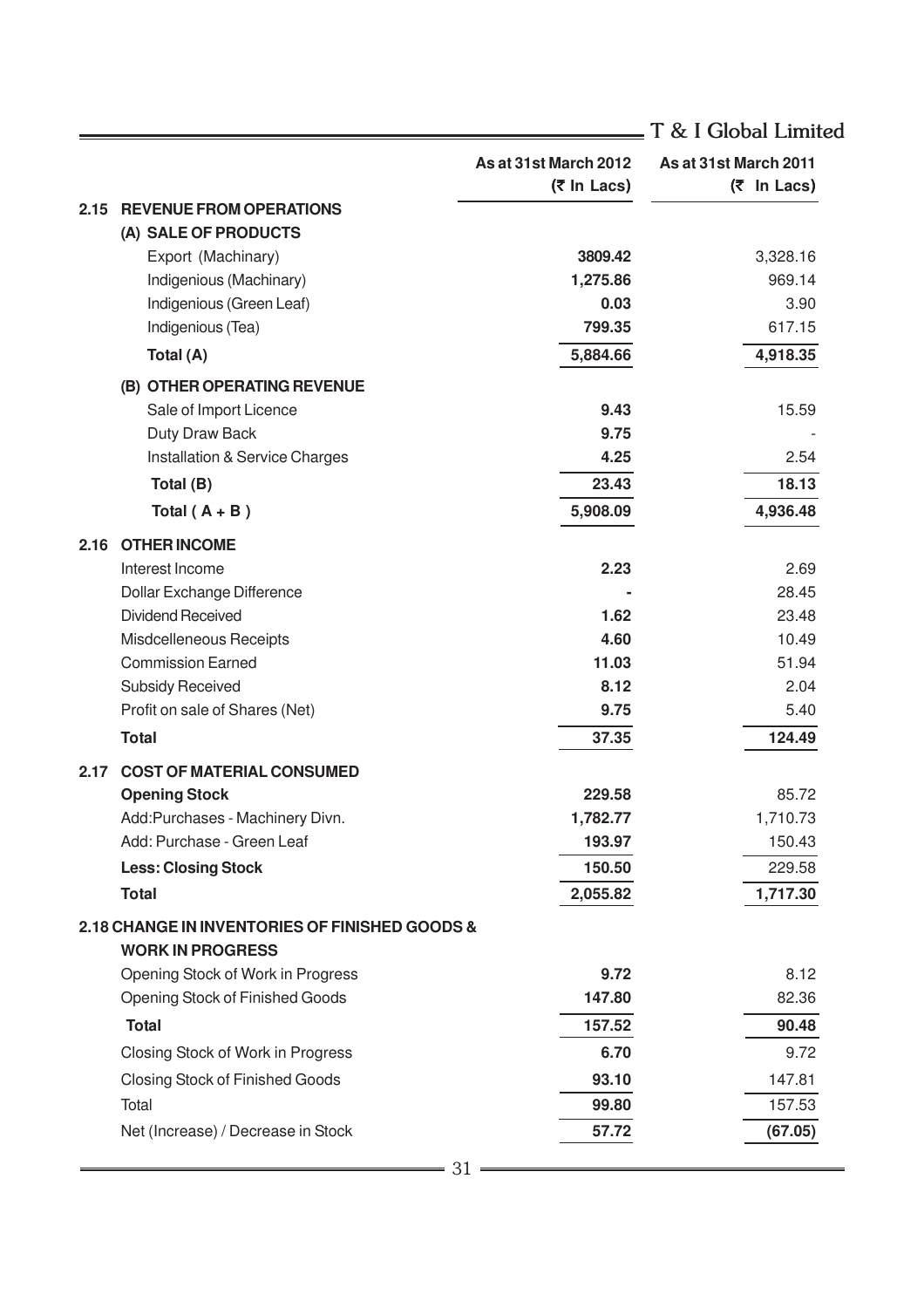| | As at 31st March 2012 (₹ In Lacs) | As at 31st March 2011 (₹ In Lacs) |
|---|---|---|
| **2.15 REVENUE FROM OPERATIONS** | | |
| **(A) SALE OF PRODUCTS** | | |
| Export (Machinary) | **3809.42** | 3,328.16 |
| Indigenious (Machinary) | **1,275.86** | 969.14 |
| Indigenious (Green Leaf) | **0.03** | 3.90 |
| Indigenious (Tea) | **799.35** | 617.15 |
| **Total (A)** | **5,884.66** | **4,918.35** |
| **(B) OTHER OPERATING REVENUE** | | |
| Sale of Import Licence | **9.43** | 15.59 |
| Duty Draw Back | **9.75** | - |
| Installation & Service Charges | **4.25** | 2.54 |
| **Total (B)** | **23.43** | **18.13** |
| **Total ( A + B )** | **5,908.09** | **4,936.48** |
| **2.16 OTHER INCOME** | | |
| Interest Income | **2.23** | 2.69 |
| Dollar Exchange Difference | **-** | 28.45 |
| Dividend Received | **1.62** | 23.48 |
| Misdcelleneous Receipts | **4.60** | 10.49 |
| Commission Earned | **11.03** | 51.94 |
| Subsidy Received | **8.12** | 2.04 |
| Profit on sale of Shares (Net) | **9.75** | 5.40 |
| **Total** | **37.35** | **124.49** |
| **2.17 COST OF MATERIAL CONSUMED** | | |
| **Opening Stock** | **229.58** | 85.72 |
| Add:Purchases - Machinery Divn. | **1,782.77** | 1,710.73 |
| Add: Purchase - Green Leaf | **193.97** | 150.43 |
| **Less: Closing Stock** | **150.50** | 229.58 |
| **Total** | **2,055.82** | **1,717.30** |
| **2.18 CHANGE IN INVENTORIES OF FINISHED GOODS & WORK IN PROGRESS** | | |
| Opening Stock of Work in Progress | **9.72** | 8.12 |
| Opening Stock of Finished Goods | **147.80** | 82.36 |
| **Total** | **157.52** | **90.48** |
| Closing Stock of Work in Progress | **6.70** | 9.72 |
| Closing Stock of Finished Goods | **93.10** | 147.81 |
| Total | **99.80** | 157.53 |
| Net (Increase) / Decrease in Stock | **57.72** | **(67.05)** |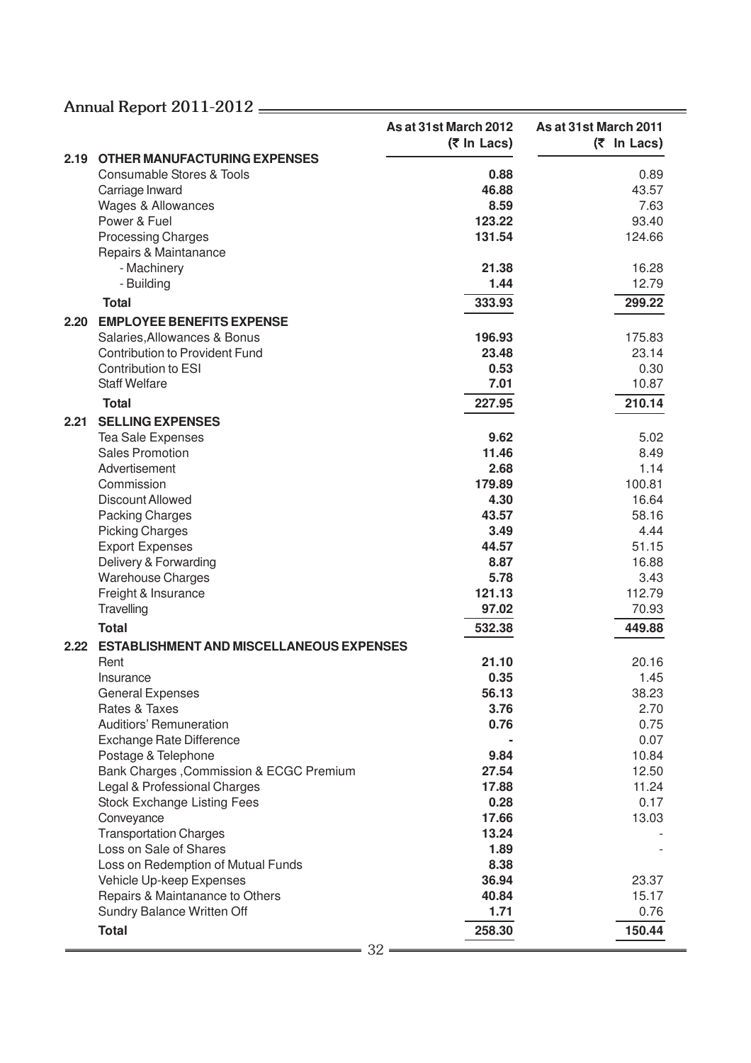| | As at 31st March 2012 (₹ In Lacs) | As at 31st March 2011 (₹ In Lacs) |
|---|---|---|
| **2.19 OTHER MANUFACTURING EXPENSES** | | |
| Consumable Stores & Tools | **0.88** | 0.89 |
| Carriage Inward | **46.88** | 43.57 |
| Wages & Allowances | **8.59** | 7.63 |
| Power & Fuel | **123.22** | 93.40 |
| Processing Charges | **131.54** | 124.66 |
| Repairs & Maintanance | | |
| - Machinery | **21.38** | 16.28 |
| - Building | **1.44** | 12.79 |
| **Total** | **333.93** | **299.22** |
| **2.20 EMPLOYEE BENEFITS EXPENSE** | | |
| Salaries,Allowances & Bonus | **196.93** | 175.83 |
| Contribution to Provident Fund | **23.48** | 23.14 |
| Contribution to ESI | **0.53** | 0.30 |
| Staff Welfare | **7.01** | 10.87 |
| **Total** | **227.95** | **210.14** |
| **2.21 SELLING EXPENSES** | | |
| Tea Sale Expenses | **9.62** | 5.02 |
| Sales Promotion | **11.46** | 8.49 |
| Advertisement | **2.68** | 1.14 |
| Commission | **179.89** | 100.81 |
| Discount Allowed | **4.30** | 16.64 |
| Packing Charges | **43.57** | 58.16 |
| Picking Charges | **3.49** | 4.44 |
| Export Expenses | **44.57** | 51.15 |
| Delivery & Forwarding | **8.87** | 16.88 |
| Warehouse Charges | **5.78** | 3.43 |
| Freight & Insurance | **121.13** | 112.79 |
| Travelling | **97.02** | 70.93 |
| **Total** | **532.38** | **449.88** |
| **2.22 ESTABLISHMENT AND MISCELLANEOUS EXPENSES** | | |
| Rent | **21.10** | 20.16 |
| Insurance | **0.35** | 1.45 |
| General Expenses | **56.13** | 38.23 |
| Rates & Taxes | **3.76** | 2.70 |
| Auditiors' Remuneration | **0.76** | 0.75 |
| Exchange Rate Difference | **-** | 0.07 |
| Postage & Telephone | **9.84** | 10.84 |
| Bank Charges ,Commission & ECGC Premium | **27.54** | 12.50 |
| Legal & Professional Charges | **17.88** | 11.24 |
| Stock Exchange Listing Fees | **0.28** | 0.17 |
| Conveyance | **17.66** | 13.03 |
| Transportation Charges | **13.24** | - |
| Loss on Sale of Shares | **1.89** | - |
| Loss on Redemption of Mutual Funds | **8.38** | |
| Vehicle Up-keep Expenses | **36.94** | 23.37 |
| Repairs & Maintanance to Others | **40.84** | 15.17 |
| Sundry Balance Written Off | **1.71** | 0.76 |
| **Total** | **258.30** | **150.44** |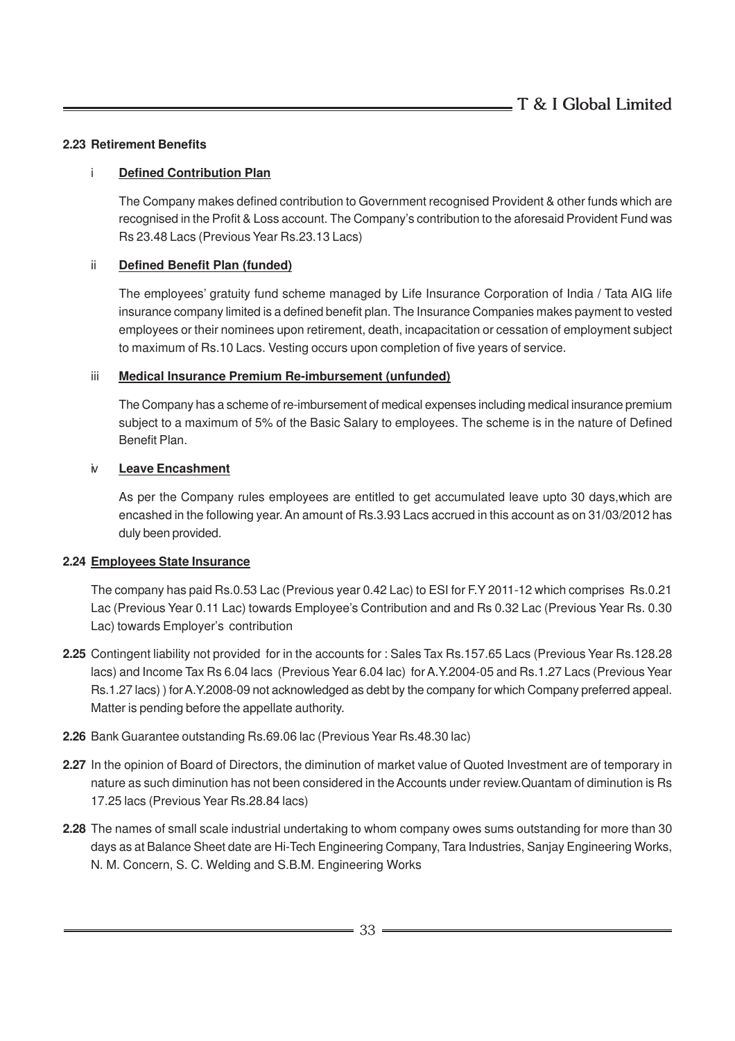**2.23 Retirement Benefits**

i **Defined Contribution Plan**

The Company makes defined contribution to Government recognised Provident & other funds which are recognised in the Profit & Loss account. The Company's contribution to the aforesaid Provident Fund was Rs 23.48 Lacs (Previous Year Rs.23.13 Lacs)

ii **Defined Benefit Plan (funded)**

The employees' gratuity fund scheme managed by Life Insurance Corporation of India / Tata AIG life insurance company limited is a defined benefit plan. The Insurance Companies makes payment to vested employees or their nominees upon retirement, death, incapacitation or cessation of employment subject to maximum of Rs.10 Lacs. Vesting occurs upon completion of five years of service.

iii **Medical Insurance Premium Re-imbursement (unfunded)**

The Company has a scheme of re-imbursement of medical expenses including medical insurance premium subject to a maximum of 5% of the Basic Salary to employees. The scheme is in the nature of Defined Benefit Plan.

iv **Leave Encashment**

As per the Company rules employees are entitled to get accumulated leave upto 30 days,which are encashed in the following year. An amount of Rs.3.93 Lacs accrued in this account as on 31/03/2012 has duly been provided.

**2.24 Employees State Insurance**

The company has paid Rs.0.53 Lac (Previous year 0.42 Lac) to ESI for F.Y 2011-12 which comprises Rs.0.21 Lac (Previous Year 0.11 Lac) towards Employee's Contribution and and Rs 0.32 Lac (Previous Year Rs. 0.30 Lac) towards Employer's contribution

**2.25** Contingent liability not provided for in the accounts for : Sales Tax Rs.157.65 Lacs (Previous Year Rs.128.28 lacs) and Income Tax Rs 6.04 lacs (Previous Year 6.04 lac) for A.Y.2004-05 and Rs.1.27 Lacs (Previous Year Rs.1.27 lacs) ) for A.Y.2008-09 not acknowledged as debt by the company for which Company preferred appeal. Matter is pending before the appellate authority.

**2.26** Bank Guarantee outstanding Rs.69.06 lac (Previous Year Rs.48.30 lac)

**2.27** In the opinion of Board of Directors, the diminution of market value of Quoted Investment are of temporary in nature as such diminution has not been considered in the Accounts under review.Quantam of diminution is Rs 17.25 lacs (Previous Year Rs.28.84 lacs)

**2.28** The names of small scale industrial undertaking to whom company owes sums outstanding for more than 30 days as at Balance Sheet date are Hi-Tech Engineering Company, Tara Industries, Sanjay Engineering Works, N. M. Concern, S. C. Welding and S.B.M. Engineering Works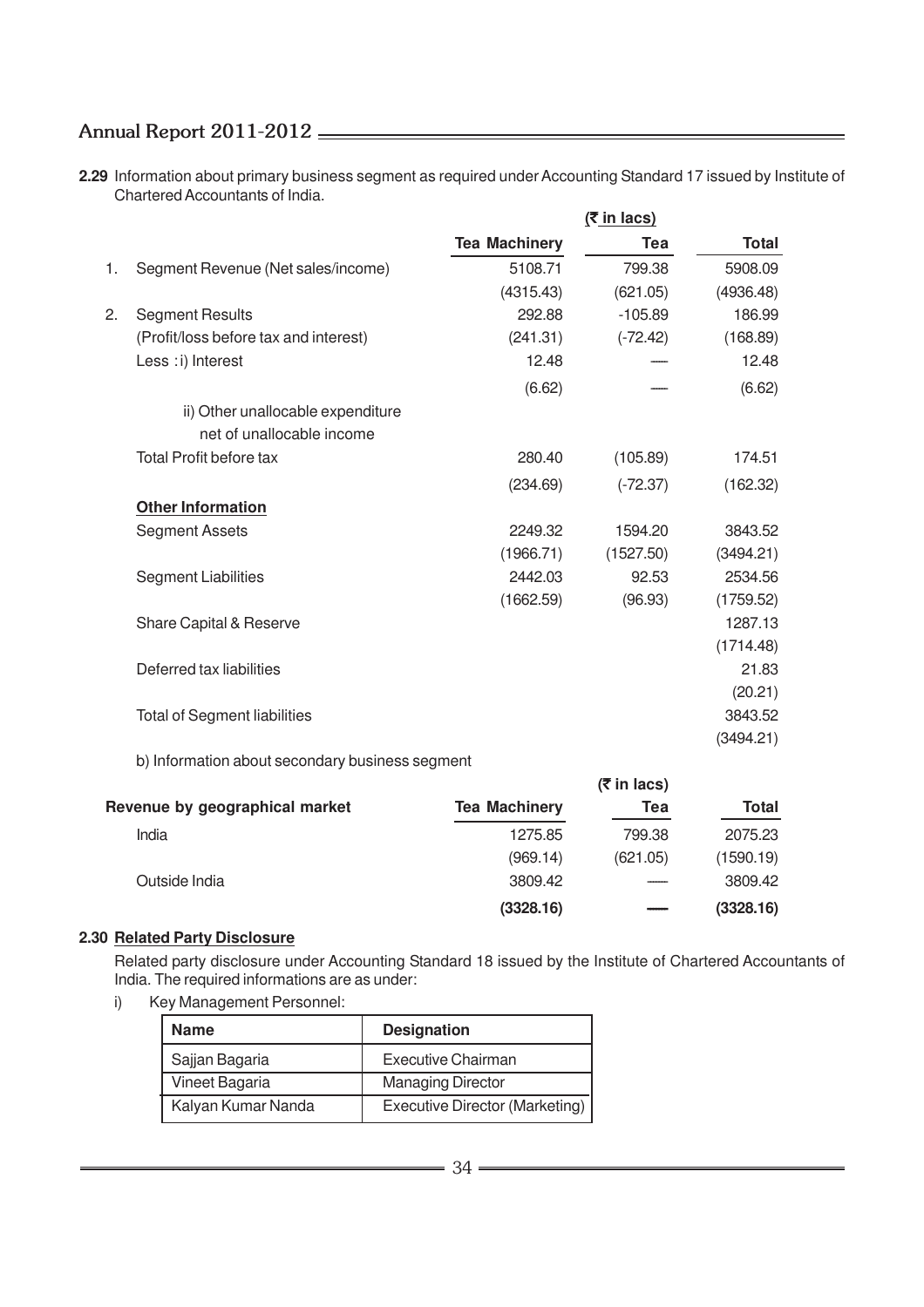**2.29** Information about primary business segment as required under Accounting Standard 17 issued by Institute of Chartered Accountants of India.

| | | (₹ in lacs) | | |
|---|---|---|---|---|
| | | **Tea Machinery** | **Tea** | **Total** |
| 1. | Segment Revenue (Net sales/income) | 5108.71 | 799.38 | 5908.09 |
| | | (4315.43) | (621.05) | (4936.48) |
| 2. | Segment Results | 292.88 | -105.89 | 186.99 |
| | (Profit/loss before tax and interest) | (241.31) | (-72.42) | (168.89) |
| | Less : i) Interest | 12.48 | — | 12.48 |
| | | (6.62) | — | (6.62) |
| | ii) Other unallocable expenditure net of unallocable income | | | |
| | Total Profit before tax | 280.40 | (105.89) | 174.51 |
| | | (234.69) | (-72.37) | (162.32) |
| | **Other Information** | | | |
| | Segment Assets | 2249.32 | 1594.20 | 3843.52 |
| | | (1966.71) | (1527.50) | (3494.21) |
| | Segment Liabilities | 2442.03 | 92.53 | 2534.56 |
| | | (1662.59) | (96.93) | (1759.52) |
| | Share Capital & Reserve | | | 1287.13 |
| | | | | (1714.48) |
| | Deferred tax liabilities | | | 21.83 |
| | | | | (20.21) |
| | Total of Segment liabilities | | | 3843.52 |
| | | | | (3494.21) |

b) Information about secondary business segment

| | | (₹ in lacs) | |
|---|---|---|---|
| **Revenue by geographical market** | **Tea Machinery** | **Tea** | **Total** |
| India | 1275.85 | 799.38 | 2075.23 |
| | (969.14) | (621.05) | (1590.19) |
| Outside India | 3809.42 | — | 3809.42 |
| | **(3328.16)** | **—** | **(3328.16)** |

**2.30 Related Party Disclosure**

Related party disclosure under Accounting Standard 18 issued by the Institute of Chartered Accountants of India. The required informations are as under:

i) Key Management Personnel:

| Name | Designation |
|---|---|
| Sajjan Bagaria | Executive Chairman |
| Vineet Bagaria | Managing Director |
| Kalyan Kumar Nanda | Executive Director (Marketing) |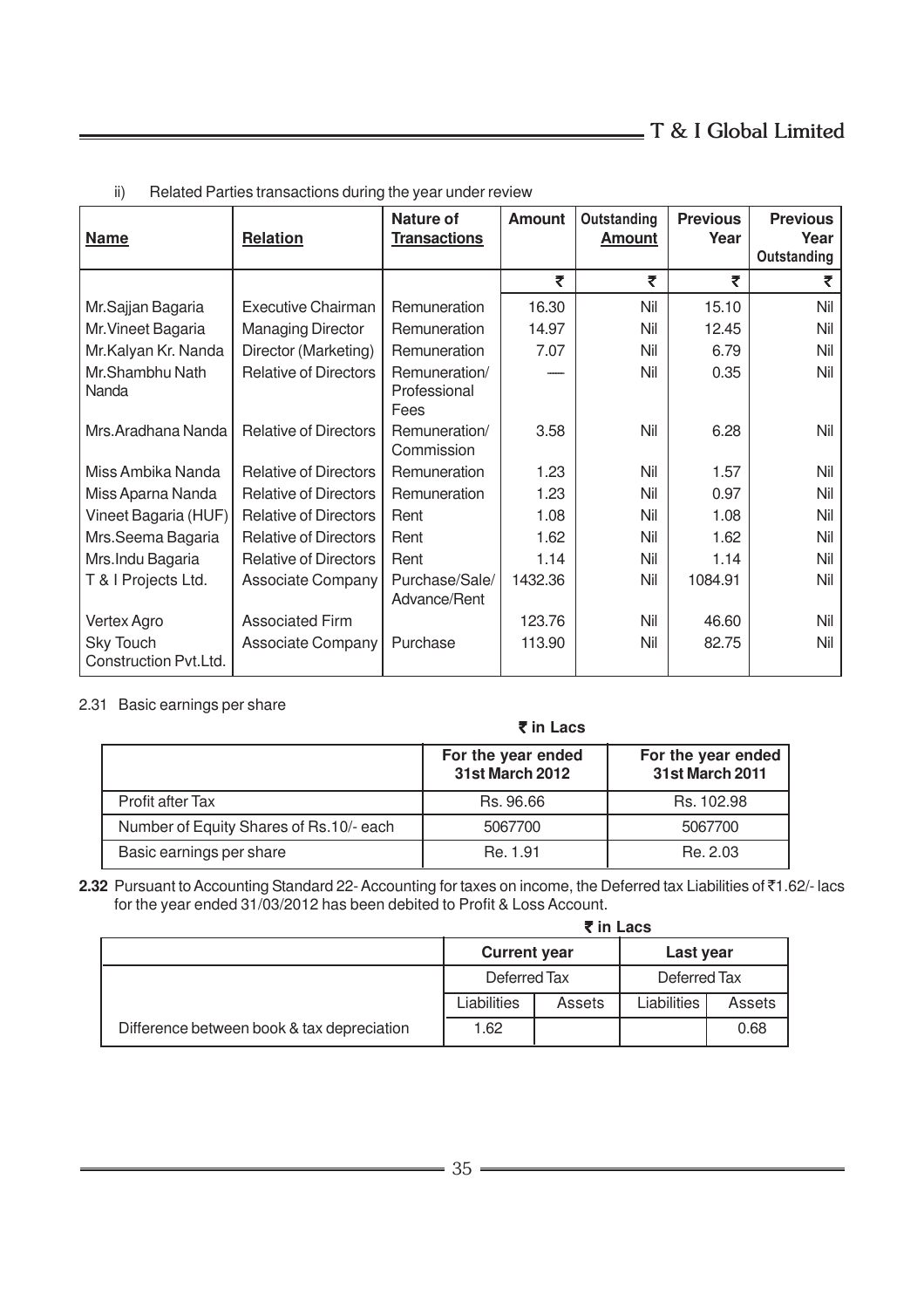ii) Related Parties transactions during the year under review

| Name | Relation | Nature of Transactions | Amount | Outstanding Amount | Previous Year | Previous Year Outstanding |
|---|---|---|---|---|---|---|
| | | | ₹ | ₹ | ₹ | ₹ |
| Mr.Sajjan Bagaria | Executive Chairman | Remuneration | 16.30 | Nil | 15.10 | Nil |
| Mr.Vineet Bagaria | Managing Director | Remuneration | 14.97 | Nil | 12.45 | Nil |
| Mr.Kalyan Kr. Nanda | Director (Marketing) | Remuneration | 7.07 | Nil | 6.79 | Nil |
| Mr.Shambhu Nath Nanda | Relative of Directors | Remuneration/ Professional Fees | ---- | Nil | 0.35 | Nil |
| Mrs.Aradhana Nanda | Relative of Directors | Remuneration/ Commission | 3.58 | Nil | 6.28 | Nil |
| Miss Ambika Nanda | Relative of Directors | Remuneration | 1.23 | Nil | 1.57 | Nil |
| Miss Aparna Nanda | Relative of Directors | Remuneration | 1.23 | Nil | 0.97 | Nil |
| Vineet Bagaria (HUF) | Relative of Directors | Rent | 1.08 | Nil | 1.08 | Nil |
| Mrs.Seema Bagaria | Relative of Directors | Rent | 1.62 | Nil | 1.62 | Nil |
| Mrs.Indu Bagaria | Relative of Directors | Rent | 1.14 | Nil | 1.14 | Nil |
| T & I Projects Ltd. | Associate Company | Purchase/Sale/ Advance/Rent | 1432.36 | Nil | 1084.91 | Nil |
| Vertex Agro | Associated Firm | | 123.76 | Nil | 46.60 | Nil |
| Sky Touch Construction Pvt.Ltd. | Associate Company | Purchase | 113.90 | Nil | 82.75 | Nil |

2.31 Basic earnings per share

₹ in Lacs

| | For the year ended 31st March 2012 | For the year ended 31st March 2011 |
|---|---|---|
| Profit after Tax | Rs. 96.66 | Rs. 102.98 |
| Number of Equity Shares of Rs.10/- each | 5067700 | 5067700 |
| Basic earnings per share | Re. 1.91 | Re. 2.03 |

**2.32** Pursuant to Accounting Standard 22- Accounting for taxes on income, the Deferred tax Liabilities of ₹1.62/- lacs for the year ended 31/03/2012 has been debited to Profit & Loss Account.

₹ in Lacs

| | Current year | | Last year | |
|---|---|---|---|---|
| | Deferred Tax | | Deferred Tax | |
| | Liabilities | Assets | Liabilities | Assets |
| Difference between book & tax depreciation | 1.62 | | | 0.68 |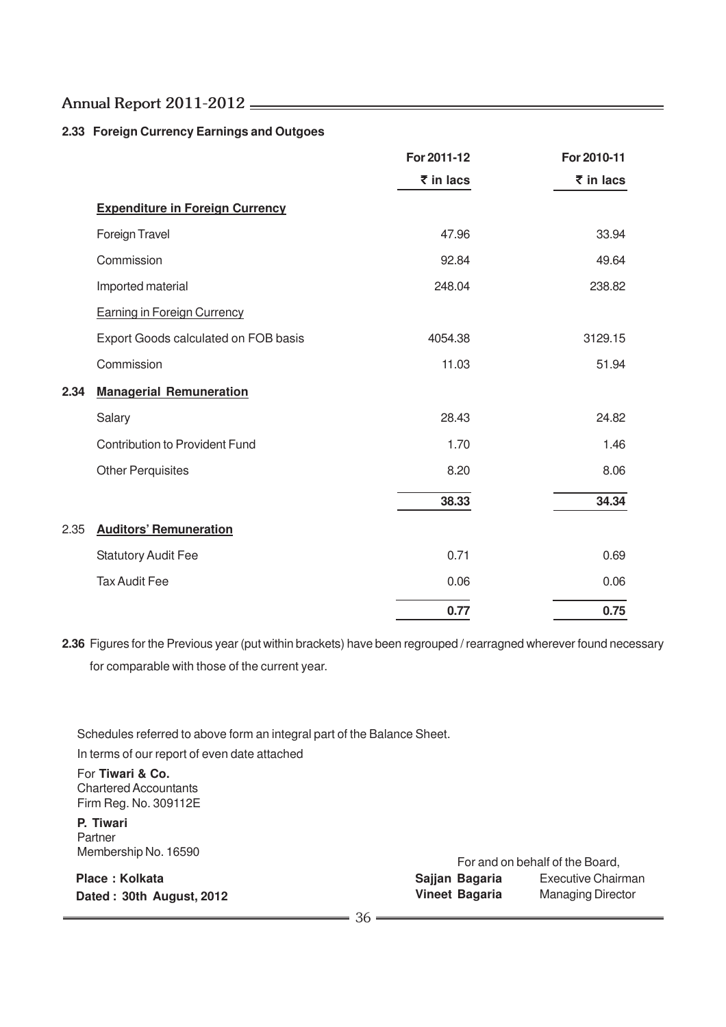**2.33 Foreign Currency Earnings and Outgoes**

| | For 2011-12 | For 2010-11 |
|---|---|---|
| | ₹ in lacs | ₹ in lacs |
| **Expenditure in Foreign Currency** | | |
| Foreign Travel | 47.96 | 33.94 |
| Commission | 92.84 | 49.64 |
| Imported material | 248.04 | 238.82 |
| Earning in Foreign Currency | | |
| Export Goods calculated on FOB basis | 4054.38 | 3129.15 |
| Commission | 11.03 | 51.94 |
| **2.34 Managerial Remuneration** | | |
| Salary | 28.43 | 24.82 |
| Contribution to Provident Fund | 1.70 | 1.46 |
| Other Perquisites | 8.20 | 8.06 |
| | **38.33** | **34.34** |
| 2.35 **Auditors' Remuneration** | | |
| Statutory Audit Fee | 0.71 | 0.69 |
| Tax Audit Fee | 0.06 | 0.06 |
| | **0.77** | **0.75** |

**2.36** Figures for the Previous year (put within brackets) have been regrouped / rearragned wherever found necessary for comparable with those of the current year.

Schedules referred to above form an integral part of the Balance Sheet.

In terms of our report of even date attached

For **Tiwari & Co.**
Chartered Accountants
Firm Reg. No. 309112E

**P. Tiwari**
Partner
Membership No. 16590

**Place : Kolkata**
**Dated : 30th August, 2012**

For and on behalf of the Board,

**Sajjan Bagaria** Executive Chairman
**Vineet Bagaria** Managing Director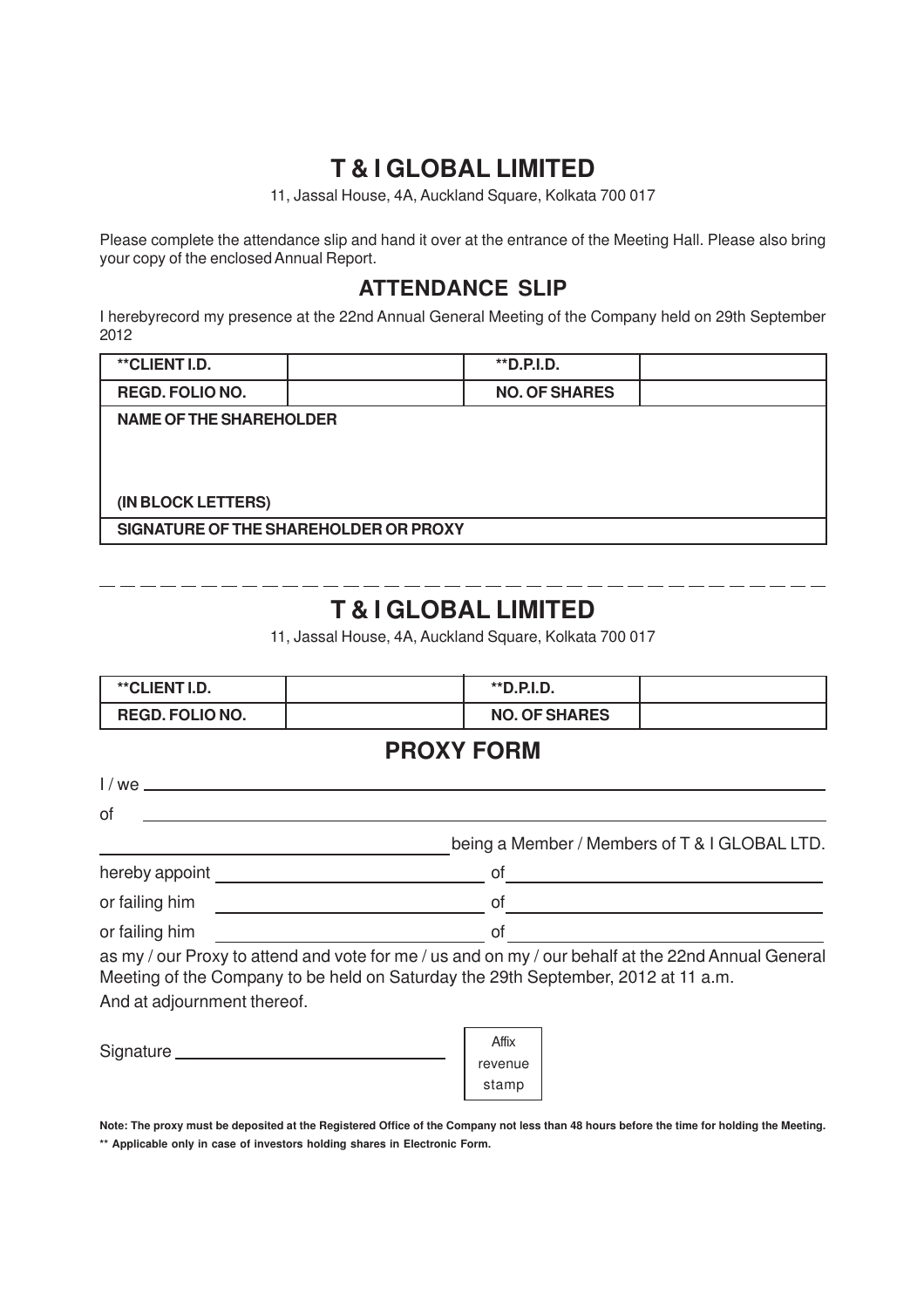# T & I GLOBAL LIMITED

11, Jassal House, 4A, Auckland Square, Kolkata 700 017

Please complete the attendance slip and hand it over at the entrance of the Meeting Hall. Please also bring your copy of the enclosed Annual Report.

## ATTENDANCE SLIP

I herebyrecord my presence at the 22nd Annual General Meeting of the Company held on 29th September 2012

| **CLIENT I.D. | | **D.P.I.D. | |
|---|---|---|---|
| REGD. FOLIO NO. | | NO. OF SHARES | |
| NAME OF THE SHAREHOLDER<br><br>(IN BLOCK LETTERS) | | | |
| SIGNATURE OF THE SHAREHOLDER OR PROXY | | | |

---

# T & I GLOBAL LIMITED

11, Jassal House, 4A, Auckland Square, Kolkata 700 017

| **CLIENT I.D. | | **D.P.I.D. | |
|---|---|---|---|
| REGD. FOLIO NO. | | NO. OF SHARES | |

## PROXY FORM

I / we ______________________________________________

of ______________________________________________

______________________ being a Member / Members of T & I GLOBAL LTD.

hereby appoint ______________________ of ______________________

or failing him ______________________ of ______________________

or failing him ______________________ of ______________________

as my / our Proxy to attend and vote for me / us and on my / our behalf at the 22nd Annual General Meeting of the Company to be held on Saturday the 29th September, 2012 at 11 a.m.

And at adjournment thereof.

Signature ______________________ Affix revenue stamp

**Note: The proxy must be deposited at the Registered Office of the Company not less than 48 hours before the time for holding the Meeting.**

**** Applicable only in case of investors holding shares in Electronic Form.**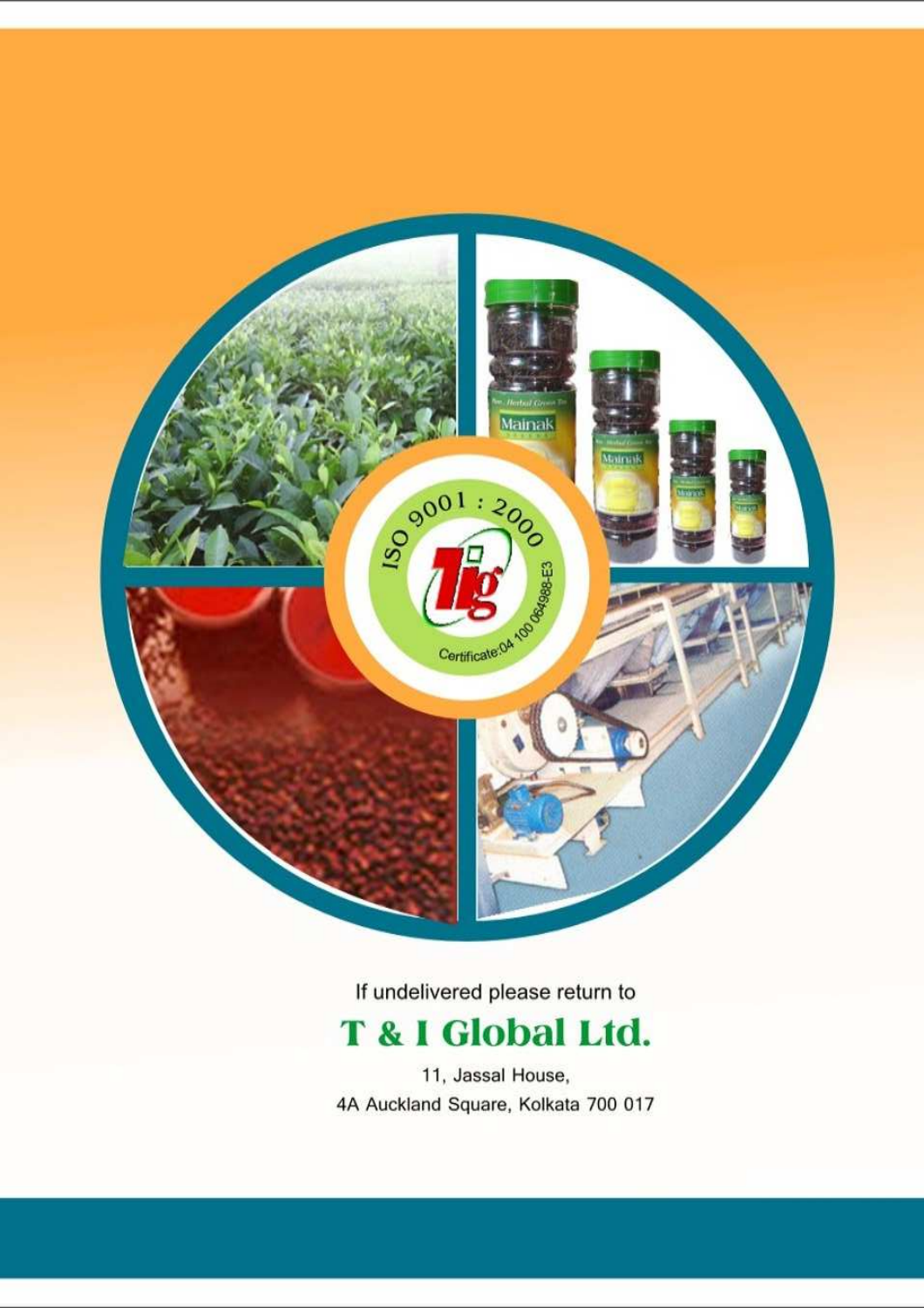If undelivered please return to

**T & I Global Ltd.**

11, Jassal House,

4A Auckland Square, Kolkata 700 017